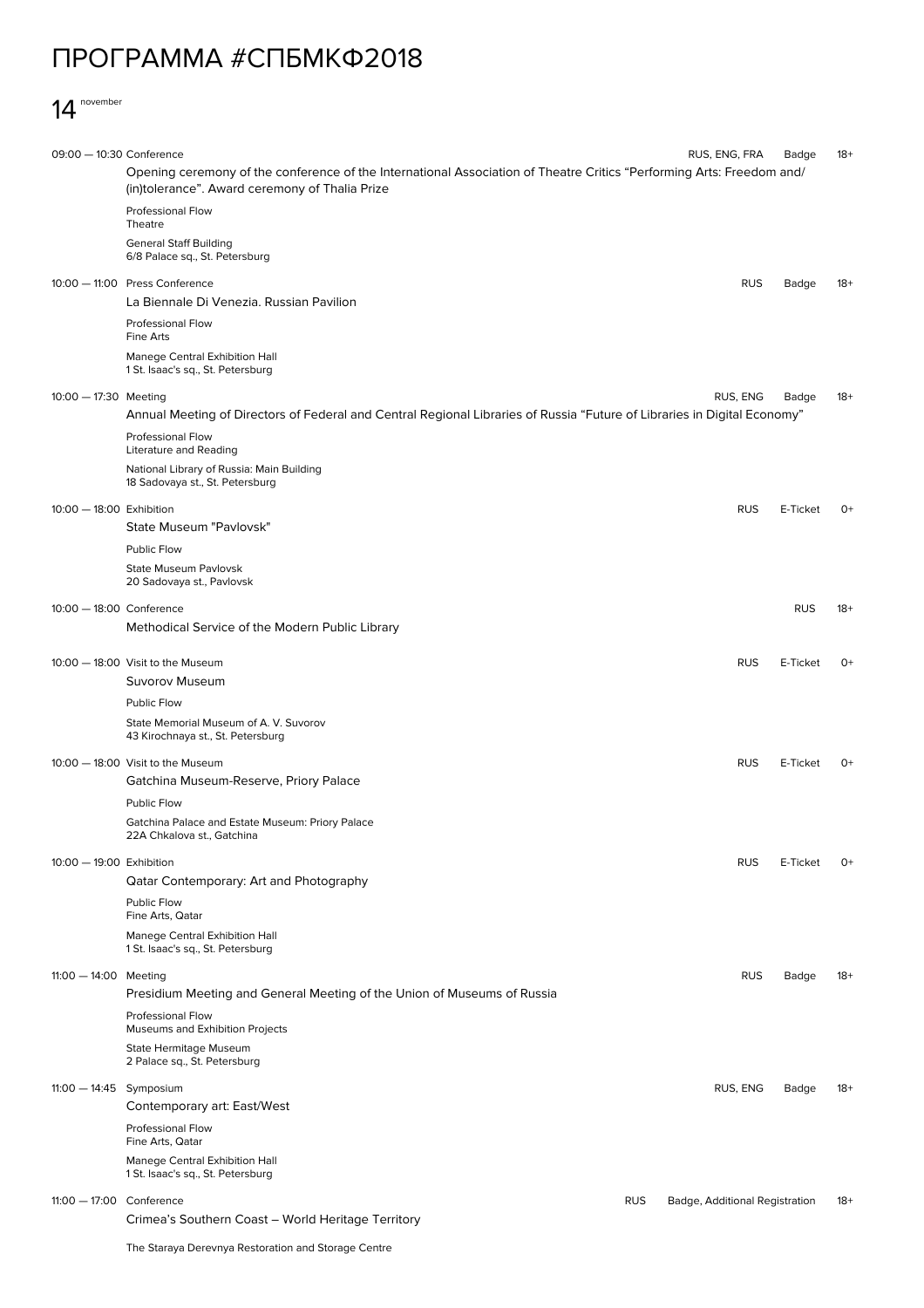# ПРОГРАММА #СПБМКФ2018

## 14 november

09:00 — 10:30 Conference — RUS, ENG, FRA — Badge — 18+

**Opening ceremony of the conference of the International Association of Theatre Critics "Performing Arts: Freedom and/(in)tolerance". Award ceremony of Thalia Prize**

Professional Flow
Theatre

General Staff Building
6/8 Palace sq., St. Petersburg

10:00 — 11:00 Press Conference — RUS — Badge — 18+

**La Biennale Di Venezia. Russian Pavilion**

Professional Flow
Fine Arts

Manege Central Exhibition Hall
1 St. Isaac's sq., St. Petersburg

10:00 — 17:30 Meeting — RUS, ENG — Badge — 18+

**Annual Meeting of Directors of Federal and Central Regional Libraries of Russia "Future of Libraries in Digital Economy"**

Professional Flow
Literature and Reading

National Library of Russia: Main Building
18 Sadovaya st., St. Petersburg

10:00 — 18:00 Exhibition — RUS — E-Ticket — 0+

**State Museum "Pavlovsk"**

Public Flow

State Museum Pavlovsk
20 Sadovaya st., Pavlovsk

10:00 — 18:00 Conference — RUS — 18+

**Methodical Service of the Modern Public Library**

10:00 — 18:00 Visit to the Museum — RUS — E-Ticket — 0+

**Suvorov Museum**

Public Flow

State Memorial Museum of A. V. Suvorov
43 Kirochnaya st., St. Petersburg

10:00 — 18:00 Visit to the Museum — RUS — E-Ticket — 0+

**Gatchina Museum-Reserve, Priory Palace**

Public Flow

Gatchina Palace and Estate Museum: Priory Palace
22A Chkalova st., Gatchina

10:00 — 19:00 Exhibition — RUS — E-Ticket — 0+

**Qatar Contemporary: Art and Photography**

Public Flow
Fine Arts, Qatar

Manege Central Exhibition Hall
1 St. Isaac's sq., St. Petersburg

11:00 — 14:00 Meeting — RUS — Badge — 18+

**Presidium Meeting and General Meeting of the Union of Museums of Russia**

Professional Flow
Museums and Exhibition Projects

State Hermitage Museum
2 Palace sq., St. Petersburg

11:00 — 14:45 Symposium — RUS, ENG — Badge — 18+

**Contemporary art: East/West**

Professional Flow
Fine Arts, Qatar

Manege Central Exhibition Hall
1 St. Isaac's sq., St. Petersburg

11:00 — 17:00 Conference — RUS — Badge, Additional Registration — 18+

**Crimea's Southern Coast – World Heritage Territory**

The Staraya Derevnya Restoration and Storage Centre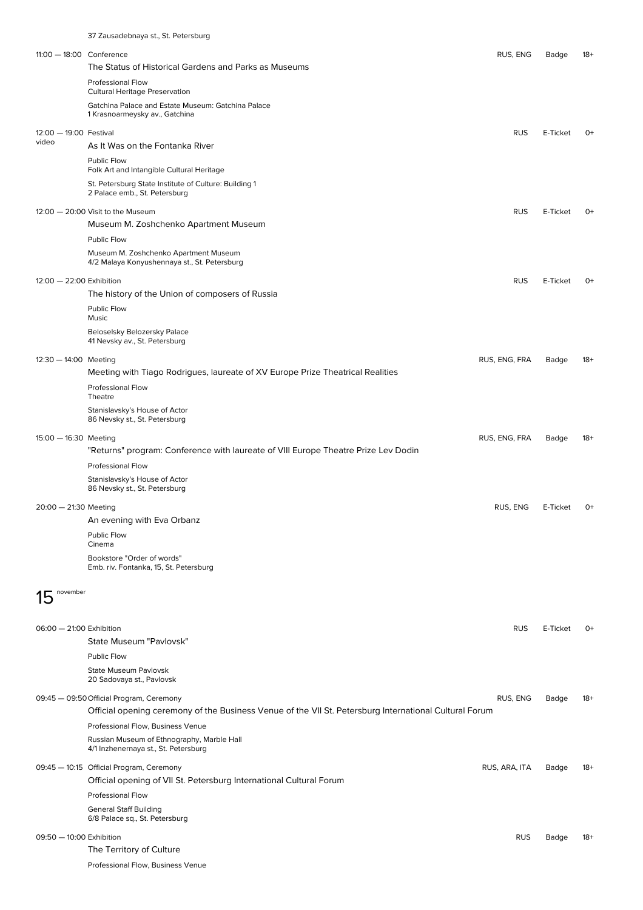37 Zausadebnaya st., St. Petersburg

11:00 — 18:00 Conference | RUS, ENG | Badge | 18+

The Status of Historical Gardens and Parks as Museums

Professional Flow
Cultural Heritage Preservation

Gatchina Palace and Estate Museum: Gatchina Palace
1 Krasnoarmeysky av., Gatchina

12:00 — 19:00 Festival | RUS | E-Ticket | 0+
video

As It Was on the Fontanka River

Public Flow
Folk Art and Intangible Cultural Heritage

St. Petersburg State Institute of Culture: Building 1
2 Palace emb., St. Petersburg

12:00 — 20:00 Visit to the Museum | RUS | E-Ticket | 0+

Museum M. Zoshchenko Apartment Museum

Public Flow

Museum M. Zoshchenko Apartment Museum
4/2 Malaya Konyushennaya st., St. Petersburg

12:00 — 22:00 Exhibition | RUS | E-Ticket | 0+

The history of the Union of composers of Russia

Public Flow
Music

Beloselsky Belozersky Palace
41 Nevsky av., St. Petersburg

12:30 — 14:00 Meeting | RUS, ENG, FRA | Badge | 18+

Meeting with Tiago Rodrigues, laureate of XV Europe Prize Theatrical Realities

Professional Flow
Theatre

Stanislavsky's House of Actor
86 Nevsky st., St. Petersburg

15:00 — 16:30 Meeting | RUS, ENG, FRA | Badge | 18+

"Returns" program: Conference with laureate of VIII Europe Theatre Prize Lev Dodin

Professional Flow

Stanislavsky's House of Actor
86 Nevsky st., St. Petersburg

20:00 — 21:30 Meeting | RUS, ENG | E-Ticket | 0+

An evening with Eva Orbanz

Public Flow
Cinema

Bookstore "Order of words"
Emb. riv. Fontanka, 15, St. Petersburg

## 15 november

06:00 — 21:00 Exhibition | RUS | E-Ticket | 0+

State Museum "Pavlovsk"

Public Flow

State Museum Pavlovsk
20 Sadovaya st., Pavlovsk

09:45 — 09:50 Official Program, Ceremony | RUS, ENG | Badge | 18+

Official opening ceremony of the Business Venue of the VII St. Petersburg International Cultural Forum

Professional Flow, Business Venue

Russian Museum of Ethnography, Marble Hall
4/1 Inzhenernaya st., St. Petersburg

09:45 — 10:15 Official Program, Ceremony | RUS, ARA, ITA | Badge | 18+

Official opening of VII St. Petersburg International Cultural Forum

Professional Flow

General Staff Building
6/8 Palace sq., St. Petersburg

09:50 — 10:00 Exhibition | RUS | Badge | 18+

The Territory of Culture

Professional Flow, Business Venue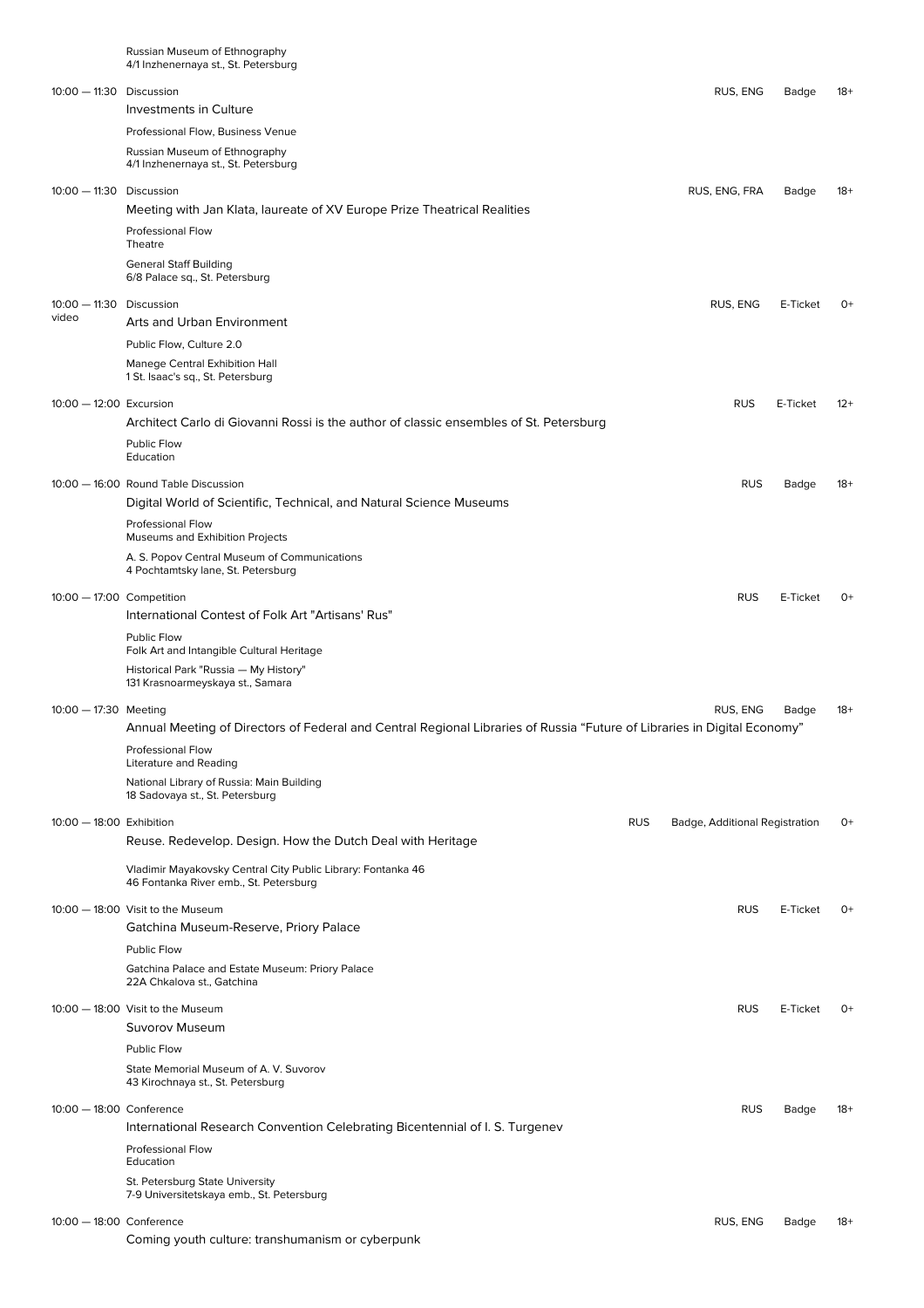Russian Museum of Ethnography
4/1 Inzhenernaya st., St. Petersburg

10:00 — 11:30 Discussion — RUS, ENG — Badge — 18+
**Investments in Culture**
Professional Flow, Business Venue
Russian Museum of Ethnography
4/1 Inzhenernaya st., St. Petersburg

10:00 — 11:30 Discussion — RUS, ENG, FRA — Badge — 18+
**Meeting with Jan Klata, laureate of XV Europe Prize Theatrical Realities**
Professional Flow
Theatre
General Staff Building
6/8 Palace sq., St. Petersburg

10:00 — 11:30 video Discussion — RUS, ENG — E-Ticket — 0+
**Arts and Urban Environment**
Public Flow, Culture 2.0
Manege Central Exhibition Hall
1 St. Isaac's sq., St. Petersburg

10:00 — 12:00 Excursion — RUS — E-Ticket — 12+
**Architect Carlo di Giovanni Rossi is the author of classic ensembles of St. Petersburg**
Public Flow
Education

10:00 — 16:00 Round Table Discussion — RUS — Badge — 18+
**Digital World of Scientific, Technical, and Natural Science Museums**
Professional Flow
Museums and Exhibition Projects
A. S. Popov Central Museum of Communications
4 Pochtamtsky lane, St. Petersburg

10:00 — 17:00 Competition — RUS — E-Ticket — 0+
**International Contest of Folk Art "Artisans' Rus"**
Public Flow
Folk Art and Intangible Cultural Heritage
Historical Park "Russia — My History"
131 Krasnoarmeyskaya st., Samara

10:00 — 17:30 Meeting — RUS, ENG — Badge — 18+
**Annual Meeting of Directors of Federal and Central Regional Libraries of Russia "Future of Libraries in Digital Economy"**
Professional Flow
Literature and Reading
National Library of Russia: Main Building
18 Sadovaya st., St. Petersburg

10:00 — 18:00 Exhibition — RUS — Badge, Additional Registration — 0+
**Reuse. Redevelop. Design. How the Dutch Deal with Heritage**
Vladimir Mayakovsky Central City Public Library: Fontanka 46
46 Fontanka River emb., St. Petersburg

10:00 — 18:00 Visit to the Museum — RUS — E-Ticket — 0+
**Gatchina Museum-Reserve, Priory Palace**
Public Flow
Gatchina Palace and Estate Museum: Priory Palace
22A Chkalova st., Gatchina

10:00 — 18:00 Visit to the Museum — RUS — E-Ticket — 0+
**Suvorov Museum**
Public Flow
State Memorial Museum of A. V. Suvorov
43 Kirochnaya st., St. Petersburg

10:00 — 18:00 Conference — RUS — Badge — 18+
**International Research Convention Celebrating Bicentennial of I. S. Turgenev**
Professional Flow
Education
St. Petersburg State University
7-9 Universitetskaya emb., St. Petersburg

10:00 — 18:00 Conference — RUS, ENG — Badge — 18+
**Coming youth culture: transhumanism or cyberpunk**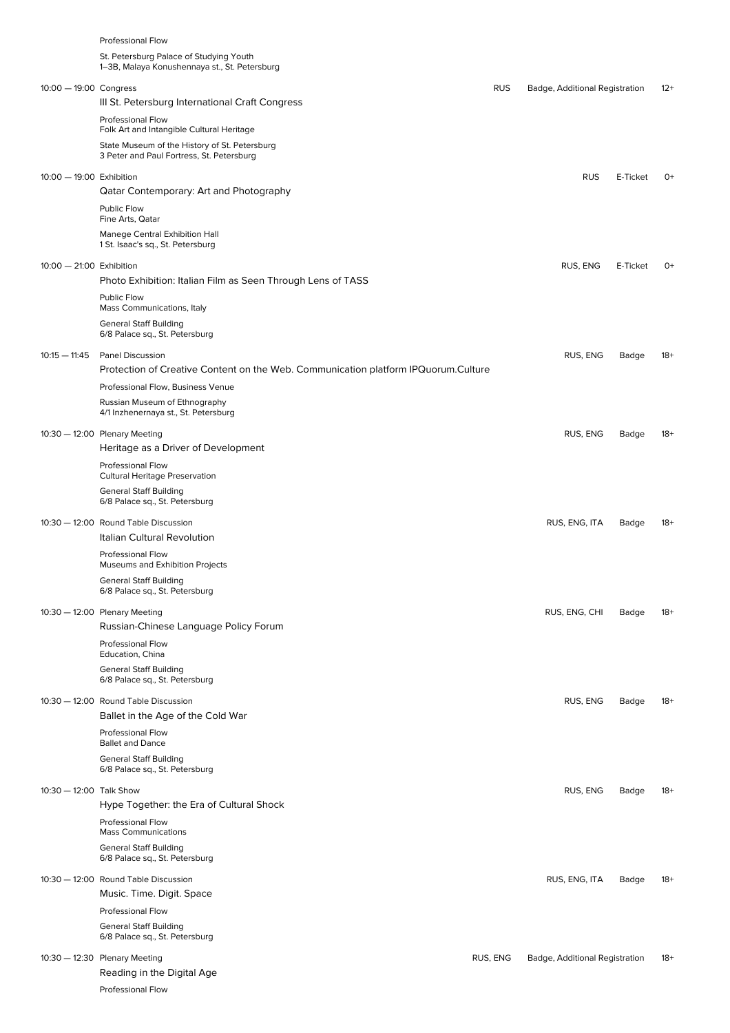Professional Flow

St. Petersburg Palace of Studying Youth
1–3B, Malaya Konushennaya st., St. Petersburg

10:00 — 19:00 Congress | RUS | Badge, Additional Registration | 12+

**III St. Petersburg International Craft Congress**

Professional Flow
Folk Art and Intangible Cultural Heritage

State Museum of the History of St. Petersburg
3 Peter and Paul Fortress, St. Petersburg

10:00 — 19:00 Exhibition | RUS | E-Ticket | 0+

**Qatar Contemporary: Art and Photography**

Public Flow
Fine Arts, Qatar

Manege Central Exhibition Hall
1 St. Isaac's sq., St. Petersburg

10:00 — 21:00 Exhibition | RUS, ENG | E-Ticket | 0+

**Photo Exhibition: Italian Film as Seen Through Lens of TASS**

Public Flow
Mass Communications, Italy

General Staff Building
6/8 Palace sq., St. Petersburg

10:15 — 11:45 Panel Discussion | RUS, ENG | Badge | 18+

**Protection of Creative Content on the Web. Communication platform IPQuorum.Culture**

Professional Flow, Business Venue

Russian Museum of Ethnography
4/1 Inzhenernaya st., St. Petersburg

10:30 — 12:00 Plenary Meeting | RUS, ENG | Badge | 18+

**Heritage as a Driver of Development**

Professional Flow
Cultural Heritage Preservation

General Staff Building
6/8 Palace sq., St. Petersburg

10:30 — 12:00 Round Table Discussion | RUS, ENG, ITA | Badge | 18+

**Italian Cultural Revolution**

Professional Flow
Museums and Exhibition Projects

General Staff Building
6/8 Palace sq., St. Petersburg

10:30 — 12:00 Plenary Meeting | RUS, ENG, CHI | Badge | 18+

**Russian-Chinese Language Policy Forum**

Professional Flow
Education, China

General Staff Building
6/8 Palace sq., St. Petersburg

10:30 — 12:00 Round Table Discussion | RUS, ENG | Badge | 18+

**Ballet in the Age of the Cold War**

Professional Flow
Ballet and Dance

General Staff Building
6/8 Palace sq., St. Petersburg

10:30 — 12:00 Talk Show | RUS, ENG | Badge | 18+

**Hype Together: the Era of Cultural Shock**

Professional Flow
Mass Communications

General Staff Building
6/8 Palace sq., St. Petersburg

10:30 — 12:00 Round Table Discussion | RUS, ENG, ITA | Badge | 18+

**Music. Time. Digit. Space**

Professional Flow

General Staff Building
6/8 Palace sq., St. Petersburg

10:30 — 12:30 Plenary Meeting | RUS, ENG | Badge, Additional Registration | 18+

**Reading in the Digital Age**

Professional Flow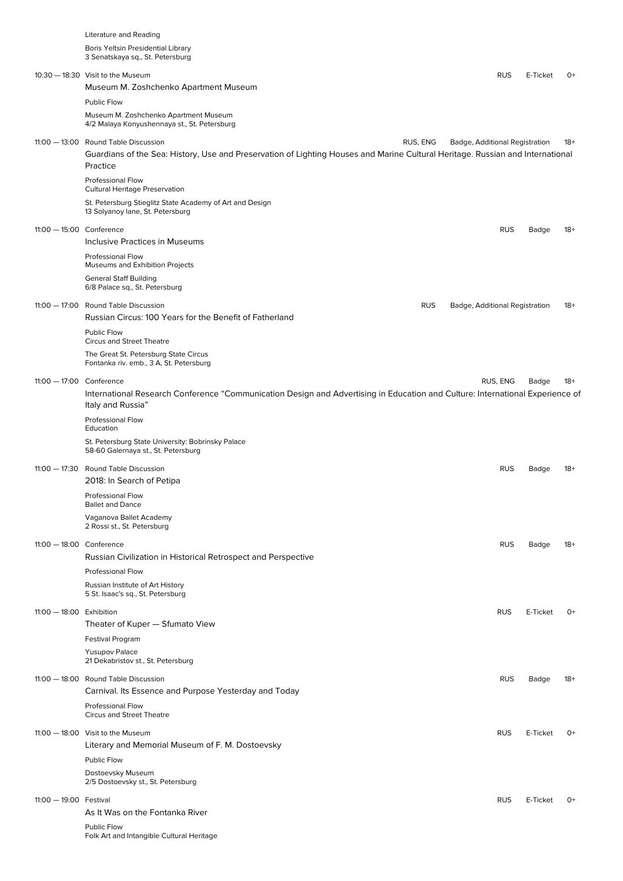Literature and Reading

Boris Yeltsin Presidential Library
3 Senatskaya sq., St. Petersburg

10:30 — 18:30 Visit to the Museum — RUS — E-Ticket — 0+

**Museum M. Zoshchenko Apartment Museum**

Public Flow

Museum M. Zoshchenko Apartment Museum
4/2 Malaya Konyushennaya st., St. Petersburg

11:00 — 13:00 Round Table Discussion — RUS, ENG — Badge, Additional Registration — 18+

**Guardians of the Sea: History, Use and Preservation of Lighting Houses and Marine Cultural Heritage. Russian and International Practice**

Professional Flow
Cultural Heritage Preservation

St. Petersburg Stieglitz State Academy of Art and Design
13 Solyanoy lane, St. Petersburg

11:00 — 15:00 Conference — RUS — Badge — 18+

**Inclusive Practices in Museums**

Professional Flow
Museums and Exhibition Projects

General Staff Building
6/8 Palace sq., St. Petersburg

11:00 — 17:00 Round Table Discussion — RUS — Badge, Additional Registration — 18+

**Russian Circus: 100 Years for the Benefit of Fatherland**

Public Flow
Circus and Street Theatre

The Great St. Petersburg State Circus
Fontanka riv. emb., 3 A, St. Petersburg

11:00 — 17:00 Conference — RUS, ENG — Badge — 18+

**International Research Conference “Communication Design and Advertising in Education and Culture: International Experience of Italy and Russia”**

Professional Flow
Education

St. Petersburg State University: Bobrinsky Palace
58-60 Galernaya st., St. Petersburg

11:00 — 17:30 Round Table Discussion — RUS — Badge — 18+

**2018: In Search of Petipa**

Professional Flow
Ballet and Dance

Vaganova Ballet Academy
2 Rossi st., St. Petersburg

11:00 — 18:00 Conference — RUS — Badge — 18+

**Russian Civilization in Historical Retrospect and Perspective**

Professional Flow

Russian Institute of Art History
5 St. Isaac's sq., St. Petersburg

11:00 — 18:00 Exhibition — RUS — E-Ticket — 0+

**Theater of Kuper — Sfumato View**

Festival Program

Yusupov Palace
21 Dekabristov st., St. Petersburg

11:00 — 18:00 Round Table Discussion — RUS — Badge — 18+

**Carnival. Its Essence and Purpose Yesterday and Today**

Professional Flow
Circus and Street Theatre

11:00 — 18:00 Visit to the Museum — RUS — E-Ticket — 0+

**Literary and Memorial Museum of F. M. Dostoevsky**

Public Flow

Dostoevsky Museum
2/5 Dostoevsky st., St. Petersburg

11:00 — 19:00 Festival — RUS — E-Ticket — 0+

**As It Was on the Fontanka River**

Public Flow
Folk Art and Intangible Cultural Heritage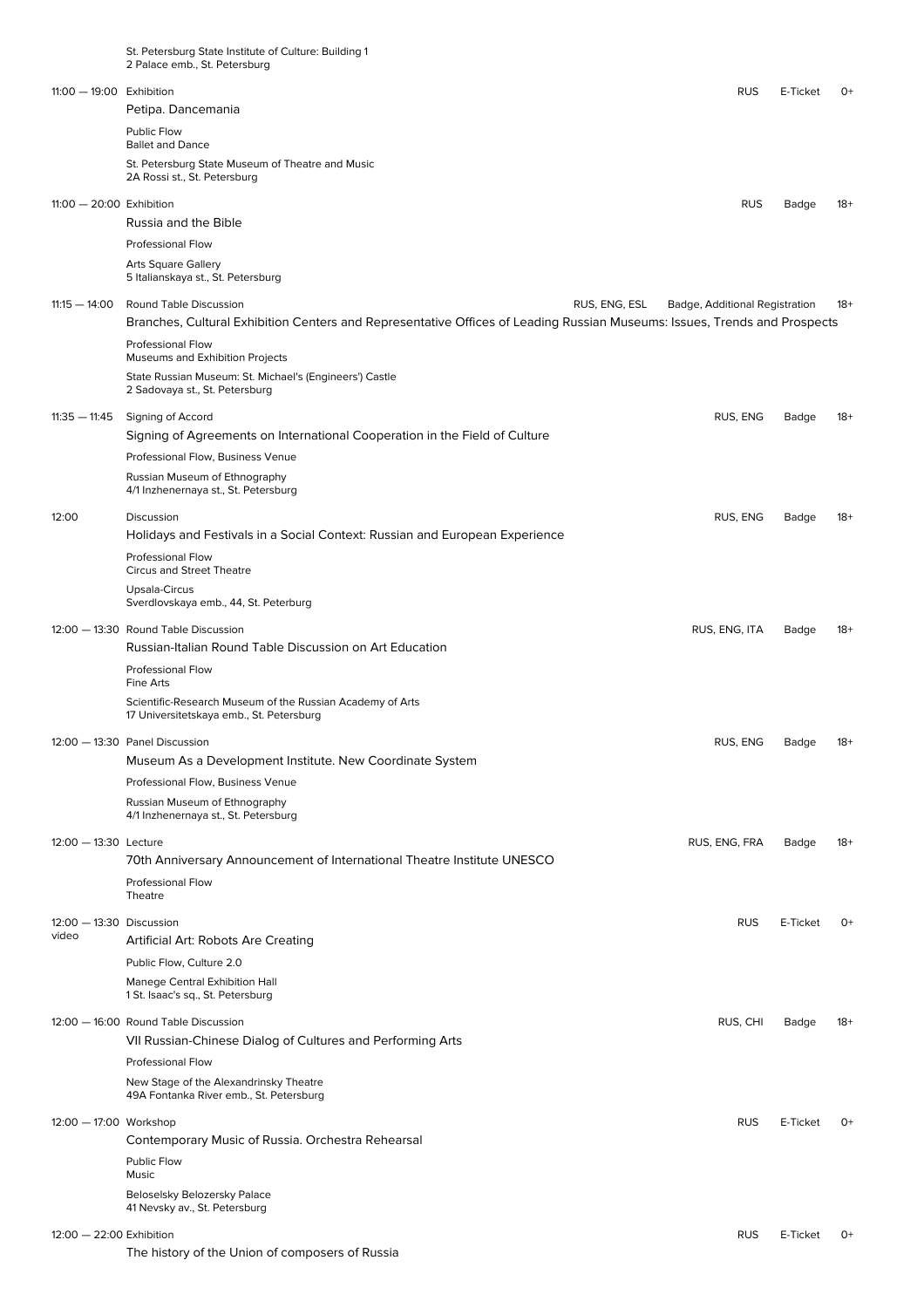St. Petersburg State Institute of Culture: Building 1
2 Palace emb., St. Petersburg

**11:00 — 19:00** Exhibition | RUS | E-Ticket | 0+

### Petipa. Dancemania

Public Flow
Ballet and Dance

St. Petersburg State Museum of Theatre and Music
2A Rossi st., St. Petersburg

**11:00 — 20:00** Exhibition | RUS | Badge | 18+

### Russia and the Bible

Professional Flow

Arts Square Gallery
5 Italianskaya st., St. Petersburg

**11:15 — 14:00** Round Table Discussion | RUS, ENG, ESL | Badge, Additional Registration | 18+

### Branches, Cultural Exhibition Centers and Representative Offices of Leading Russian Museums: Issues, Trends and Prospects

Professional Flow
Museums and Exhibition Projects

State Russian Museum: St. Michael's (Engineers') Castle
2 Sadovaya st., St. Petersburg

**11:35 — 11:45** Signing of Accord | RUS, ENG | Badge | 18+

### Signing of Agreements on International Cooperation in the Field of Culture

Professional Flow, Business Venue

Russian Museum of Ethnography
4/1 Inzhenernaya st., St. Petersburg

**12:00** Discussion | RUS, ENG | Badge | 18+

### Holidays and Festivals in a Social Context: Russian and European Experience

Professional Flow
Circus and Street Theatre

Upsala-Circus
Sverdlovskaya emb., 44, St. Peterburg

**12:00 — 13:30** Round Table Discussion | RUS, ENG, ITA | Badge | 18+

### Russian-Italian Round Table Discussion on Art Education

Professional Flow
Fine Arts

Scientific-Research Museum of the Russian Academy of Arts
17 Universitetskaya emb., St. Petersburg

**12:00 — 13:30** Panel Discussion | RUS, ENG | Badge | 18+

### Museum As a Development Institute. New Coordinate System

Professional Flow, Business Venue

Russian Museum of Ethnography
4/1 Inzhenernaya st., St. Petersburg

**12:00 — 13:30** Lecture | RUS, ENG, FRA | Badge | 18+

### 70th Anniversary Announcement of International Theatre Institute UNESCO

Professional Flow
Theatre

**12:00 — 13:30** Discussion | RUS | E-Ticket | 0+
video

### Artificial Art: Robots Are Creating

Public Flow, Culture 2.0

Manege Central Exhibition Hall
1 St. Isaac's sq., St. Petersburg

**12:00 — 16:00** Round Table Discussion | RUS, CHI | Badge | 18+

### VII Russian-Chinese Dialog of Cultures and Performing Arts

Professional Flow

New Stage of the Alexandrinsky Theatre
49A Fontanka River emb., St. Petersburg

**12:00 — 17:00** Workshop | RUS | E-Ticket | 0+

### Contemporary Music of Russia. Orchestra Rehearsal

Public Flow
Music

Beloselsky Belozersky Palace
41 Nevsky av., St. Petersburg

**12:00 — 22:00** Exhibition | RUS | E-Ticket | 0+

### The history of the Union of composers of Russia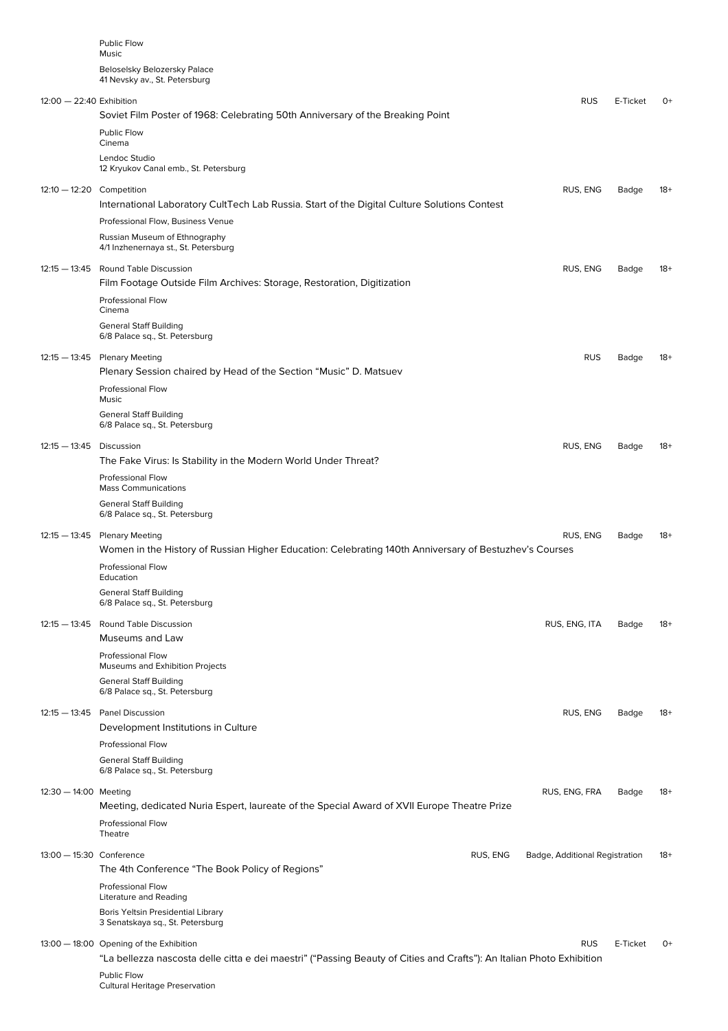Public Flow
Music

Beloselsky Belozersky Palace
41 Nevsky av., St. Petersburg

**12:00 — 22:40** Exhibition | RUS | E-Ticket | 0+

**Soviet Film Poster of 1968: Celebrating 50th Anniversary of the Breaking Point**

Public Flow
Cinema

Lendoc Studio
12 Kryukov Canal emb., St. Petersburg

**12:10 — 12:20** Competition | RUS, ENG | Badge | 18+

**International Laboratory CultTech Lab Russia. Start of the Digital Culture Solutions Contest**

Professional Flow, Business Venue

Russian Museum of Ethnography
4/1 Inzhenernaya st., St. Petersburg

**12:15 — 13:45** Round Table Discussion | RUS, ENG | Badge | 18+

**Film Footage Outside Film Archives: Storage, Restoration, Digitization**

Professional Flow
Cinema

General Staff Building
6/8 Palace sq., St. Petersburg

**12:15 — 13:45** Plenary Meeting | RUS | Badge | 18+

**Plenary Session chaired by Head of the Section "Music" D. Matsuev**

Professional Flow
Music

General Staff Building
6/8 Palace sq., St. Petersburg

**12:15 — 13:45** Discussion | RUS, ENG | Badge | 18+

**The Fake Virus: Is Stability in the Modern World Under Threat?**

Professional Flow
Mass Communications

General Staff Building
6/8 Palace sq., St. Petersburg

**12:15 — 13:45** Plenary Meeting | RUS, ENG | Badge | 18+

**Women in the History of Russian Higher Education: Celebrating 140th Anniversary of Bestuzhev's Courses**

Professional Flow
Education

General Staff Building
6/8 Palace sq., St. Petersburg

**12:15 — 13:45** Round Table Discussion | RUS, ENG, ITA | Badge | 18+

**Museums and Law**

Professional Flow
Museums and Exhibition Projects

General Staff Building
6/8 Palace sq., St. Petersburg

**12:15 — 13:45** Panel Discussion | RUS, ENG | Badge | 18+

**Development Institutions in Culture**

Professional Flow

General Staff Building
6/8 Palace sq., St. Petersburg

**12:30 — 14:00** Meeting | RUS, ENG, FRA | Badge | 18+

**Meeting, dedicated Nuria Espert, laureate of the Special Award of XVII Europe Theatre Prize**

Professional Flow
Theatre

**13:00 — 15:30** Conference | RUS, ENG | Badge, Additional Registration | 18+

**The 4th Conference "The Book Policy of Regions"**

Professional Flow
Literature and Reading

Boris Yeltsin Presidential Library
3 Senatskaya sq., St. Petersburg

**13:00 — 18:00** Opening of the Exhibition | RUS | E-Ticket | 0+

**"La bellezza nascosta delle citta e dei maestri" ("Passing Beauty of Cities and Crafts"): An Italian Photo Exhibition**

Public Flow
Cultural Heritage Preservation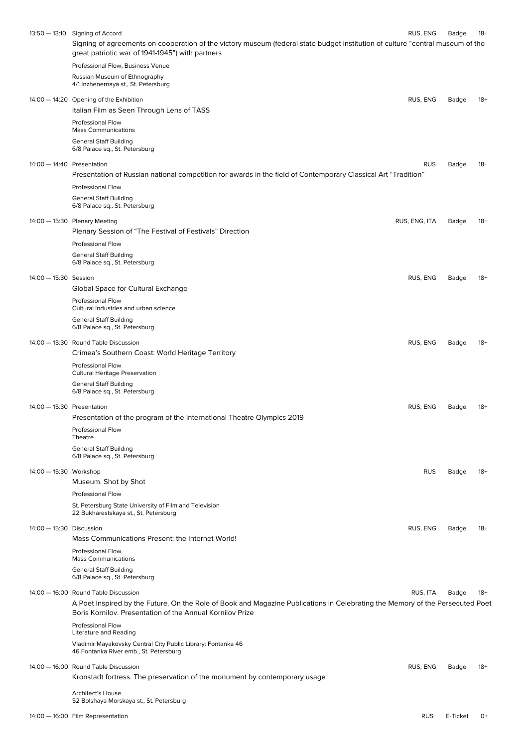13:50 — 13:10 Signing of Accord — RUS, ENG — Badge — 18+

Signing of agreements on cooperation of the victory museum (federal state budget institution of culture "central museum of the great patriotic war of 1941-1945") with partners

Professional Flow, Business Venue

Russian Museum of Ethnography
4/1 Inzhenernaya st., St. Petersburg

14:00 — 14:20 Opening of the Exhibition — RUS, ENG — Badge — 18+

Italian Film as Seen Through Lens of TASS

Professional Flow
Mass Communications

General Staff Building
6/8 Palace sq., St. Petersburg

14:00 — 14:40 Presentation — RUS — Badge — 18+

Presentation of Russian national competition for awards in the field of Contemporary Classical Art "Tradition"

Professional Flow

General Staff Building
6/8 Palace sq., St. Petersburg

14:00 — 15:30 Plenary Meeting — RUS, ENG, ITA — Badge — 18+

Plenary Session of "The Festival of Festivals" Direction

Professional Flow

General Staff Building
6/8 Palace sq., St. Petersburg

14:00 — 15:30 Session — RUS, ENG — Badge — 18+

Global Space for Cultural Exchange

Professional Flow
Cultural industries and urban science

General Staff Building
6/8 Palace sq., St. Petersburg

14:00 — 15:30 Round Table Discussion — RUS, ENG — Badge — 18+

Crimea's Southern Coast: World Heritage Territory

Professional Flow
Cultural Heritage Preservation

General Staff Building
6/8 Palace sq., St. Petersburg

14:00 — 15:30 Presentation — RUS, ENG — Badge — 18+

Presentation of the program of the International Theatre Olympics 2019

Professional Flow
Theatre

General Staff Building
6/8 Palace sq., St. Petersburg

14:00 — 15:30 Workshop — RUS — Badge — 18+

Museum. Shot by Shot

Professional Flow

St. Petersburg State University of Film and Television
22 Bukharestskaya st., St. Petersburg

14:00 — 15:30 Discussion — RUS, ENG — Badge — 18+

Mass Communications Present: the Internet World!

Professional Flow
Mass Communications

General Staff Building
6/8 Palace sq., St. Petersburg

14:00 — 16:00 Round Table Discussion — RUS, ITA — Badge — 18+

A Poet Inspired by the Future. On the Role of Book and Magazine Publications in Celebrating the Memory of the Persecuted Poet Boris Kornilov. Presentation of the Annual Kornilov Prize

Professional Flow
Literature and Reading

Vladimir Mayakovsky Central City Public Library: Fontanka 46
46 Fontanka River emb., St. Petersburg

14:00 — 16:00 Round Table Discussion — RUS, ENG — Badge — 18+

Kronstadt fortress. The preservation of the monument by contemporary usage

Architect's House
52 Bolshaya Morskaya st., St. Petersburg

14:00 — 16:00 Film Representation — RUS — E-Ticket — 0+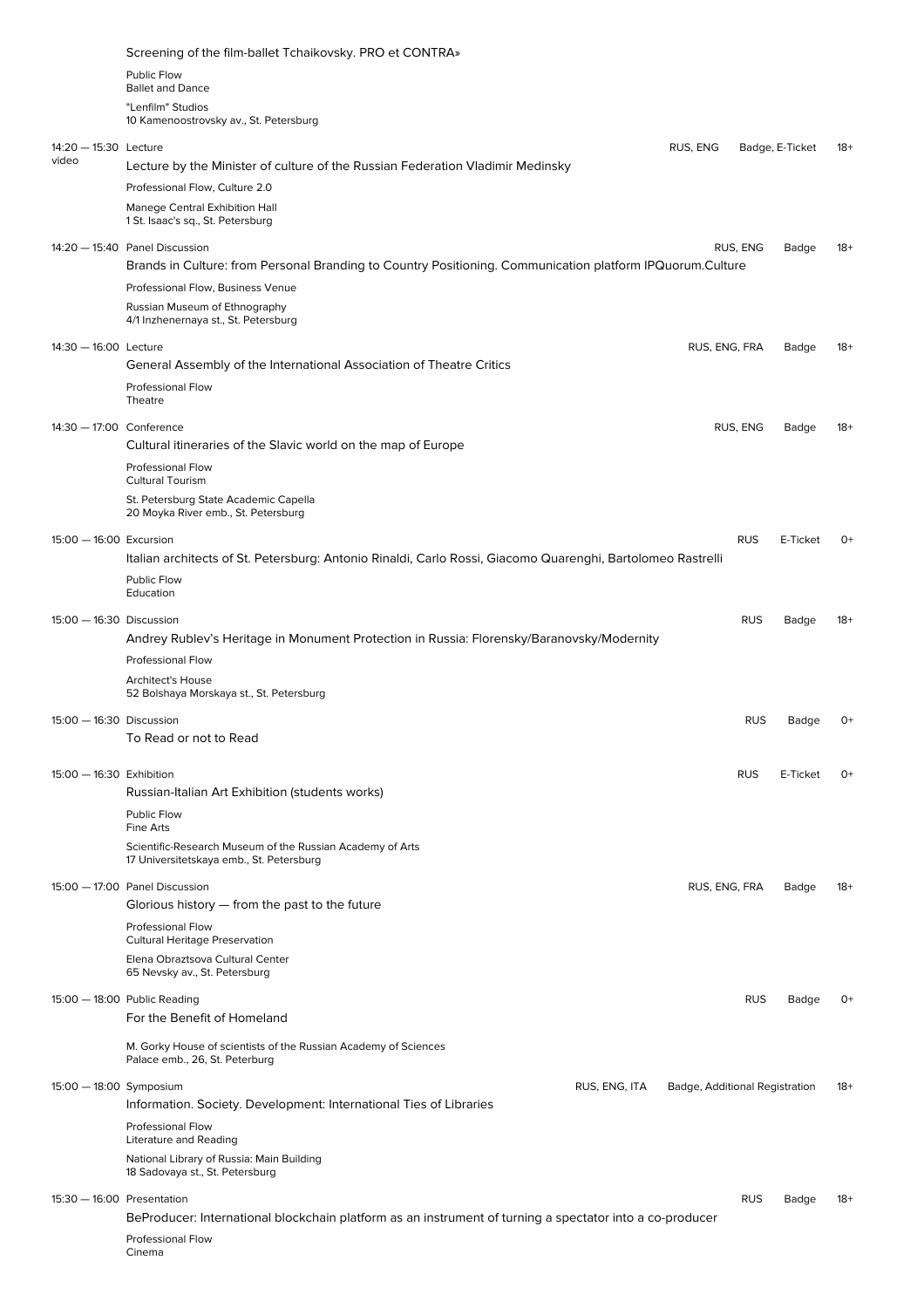Screening of the film-ballet Tchaikovsky. PRO et CONTRA»

Public Flow
Ballet and Dance

"Lenfilm" Studios
10 Kamenoostrovsky av., St. Petersburg

14:20 — 15:30 Lecture — RUS, ENG — Badge, E-Ticket — 18+
video

Lecture by the Minister of culture of the Russian Federation Vladimir Medinsky

Professional Flow, Culture 2.0

Manege Central Exhibition Hall
1 St. Isaac's sq., St. Petersburg

14:20 — 15:40 Panel Discussion — RUS, ENG — Badge — 18+

Brands in Culture: from Personal Branding to Country Positioning. Communication platform IPQuorum.Culture

Professional Flow, Business Venue

Russian Museum of Ethnography
4/1 Inzhenernaya st., St. Petersburg

14:30 — 16:00 Lecture — RUS, ENG, FRA — Badge — 18+

General Assembly of the International Association of Theatre Critics

Professional Flow
Theatre

14:30 — 17:00 Conference — RUS, ENG — Badge — 18+

Cultural itineraries of the Slavic world on the map of Europe

Professional Flow
Cultural Tourism

St. Petersburg State Academic Capella
20 Moyka River emb., St. Petersburg

15:00 — 16:00 Excursion — RUS — E-Ticket — 0+

Italian architects of St. Petersburg: Antonio Rinaldi, Carlo Rossi, Giacomo Quarenghi, Bartolomeo Rastrelli

Public Flow
Education

15:00 — 16:30 Discussion — RUS — Badge — 18+

Andrey Rublev's Heritage in Monument Protection in Russia: Florensky/Baranovsky/Modernity

Professional Flow

Architect's House
52 Bolshaya Morskaya st., St. Petersburg

15:00 — 16:30 Discussion — RUS — Badge — 0+

To Read or not to Read

15:00 — 16:30 Exhibition — RUS — E-Ticket — 0+

Russian-Italian Art Exhibition (students works)

Public Flow
Fine Arts

Scientific-Research Museum of the Russian Academy of Arts
17 Universitetskaya emb., St. Petersburg

15:00 — 17:00 Panel Discussion — RUS, ENG, FRA — Badge — 18+

Glorious history — from the past to the future

Professional Flow
Cultural Heritage Preservation

Elena Obraztsova Cultural Center
65 Nevsky av., St. Petersburg

15:00 — 18:00 Public Reading — RUS — Badge — 0+

For the Benefit of Homeland

M. Gorky House of scientists of the Russian Academy of Sciences
Palace emb., 26, St. Peterburg

15:00 — 18:00 Symposium — RUS, ENG, ITA — Badge, Additional Registration — 18+

Information. Society. Development: International Ties of Libraries

Professional Flow
Literature and Reading

National Library of Russia: Main Building
18 Sadovaya st., St. Petersburg

15:30 — 16:00 Presentation — RUS — Badge — 18+

BeProducer: International blockchain platform as an instrument of turning a spectator into a co-producer

Professional Flow
Cinema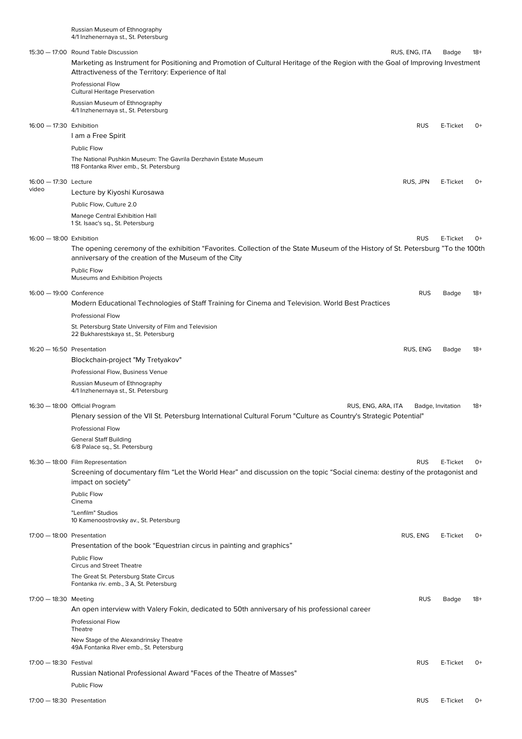Russian Museum of Ethnography
4/1 Inzhenernaya st., St. Petersburg

15:30 — 17:00 Round Table Discussion | RUS, ENG, ITA | Badge | 18+

**Marketing as Instrument for Positioning and Promotion of Cultural Heritage of the Region with the Goal of Improving Investment Attractiveness of the Territory: Experience of Ital**

Professional Flow
Cultural Heritage Preservation

Russian Museum of Ethnography
4/1 Inzhenernaya st., St. Petersburg

16:00 — 17:30 Exhibition | RUS | E-Ticket | 0+

**I am a Free Spirit**

Public Flow

The National Pushkin Museum: The Gavrila Derzhavin Estate Museum
118 Fontanka River emb., St. Petersburg

16:00 — 17:30 Lecture | RUS, JPN | E-Ticket | 0+
video

**Lecture by Kiyoshi Kurosawa**

Public Flow, Culture 2.0

Manege Central Exhibition Hall
1 St. Isaac's sq., St. Petersburg

16:00 — 18:00 Exhibition | RUS | E-Ticket | 0+

**The opening ceremony of the exhibition "Favorites. Collection of the State Museum of the History of St. Petersburg "To the 100th anniversary of the creation of the Museum of the City**

Public Flow
Museums and Exhibition Projects

16:00 — 19:00 Conference | RUS | Badge | 18+

**Modern Educational Technologies of Staff Training for Cinema and Television. World Best Practices**

Professional Flow

St. Petersburg State University of Film and Television
22 Bukharestskaya st., St. Petersburg

16:20 — 16:50 Presentation | RUS, ENG | Badge | 18+

**Blockchain-project "My Tretyakov"**

Professional Flow, Business Venue

Russian Museum of Ethnography
4/1 Inzhenernaya st., St. Petersburg

16:30 — 18:00 Official Program | RUS, ENG, ARA, ITA | Badge, Invitation | 18+

**Plenary session of the VII St. Petersburg International Cultural Forum "Culture as Country's Strategic Potential"**

Professional Flow

General Staff Building
6/8 Palace sq., St. Petersburg

16:30 — 18:00 Film Representation | RUS | E-Ticket | 0+

**Screening of documentary film "Let the World Hear" and discussion on the topic "Social cinema: destiny of the protagonist and impact on society"**

Public Flow
Cinema

"Lenfilm" Studios
10 Kamenoostrovsky av., St. Petersburg

17:00 — 18:00 Presentation | RUS, ENG | E-Ticket | 0+

**Presentation of the book "Equestrian circus in painting and graphics"**

Public Flow
Circus and Street Theatre

The Great St. Petersburg State Circus
Fontanka riv. emb., 3 A, St. Petersburg

17:00 — 18:30 Meeting | RUS | Badge | 18+

**An open interview with Valery Fokin, dedicated to 50th anniversary of his professional career**

Professional Flow
Theatre

New Stage of the Alexandrinsky Theatre
49A Fontanka River emb., St. Petersburg

17:00 — 18:30 Festival | RUS | E-Ticket | 0+

**Russian National Professional Award "Faces of the Theatre of Masses"**

Public Flow

17:00 — 18:30 Presentation | RUS | E-Ticket | 0+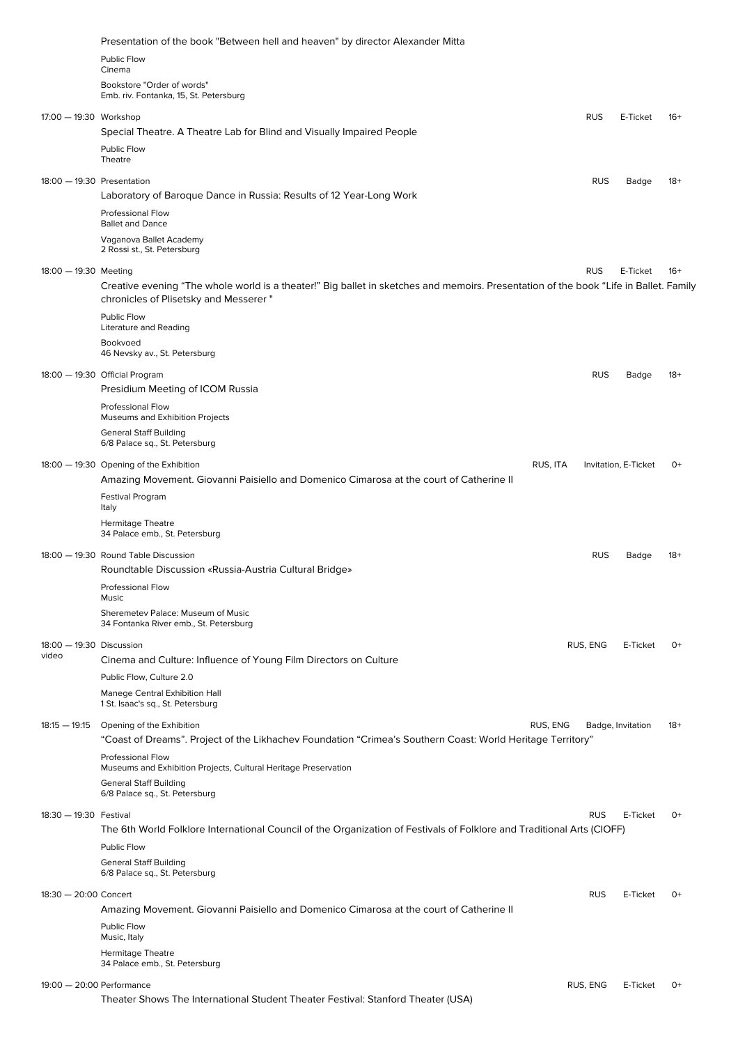Presentation of the book "Between hell and heaven" by director Alexander Mitta

Public Flow
Cinema

Bookstore "Order of words"
Emb. riv. Fontanka, 15, St. Petersburg

---

17:00 — 19:30 Workshop — RUS — E-Ticket — 16+

Special Theatre. A Theatre Lab for Blind and Visually Impaired People

Public Flow
Theatre

---

18:00 — 19:30 Presentation — RUS — Badge — 18+

Laboratory of Baroque Dance in Russia: Results of 12 Year-Long Work

Professional Flow
Ballet and Dance

Vaganova Ballet Academy
2 Rossi st., St. Petersburg

---

18:00 — 19:30 Meeting — RUS — E-Ticket — 16+

Creative evening "The whole world is a theater!" Big ballet in sketches and memoirs. Presentation of the book "Life in Ballet. Family chronicles of Plisetsky and Messerer "

Public Flow
Literature and Reading

Bookvoed
46 Nevsky av., St. Petersburg

---

18:00 — 19:30 Official Program — RUS — Badge — 18+

Presidium Meeting of ICOM Russia

Professional Flow
Museums and Exhibition Projects

General Staff Building
6/8 Palace sq., St. Petersburg

---

18:00 — 19:30 Opening of the Exhibition — RUS, ITA — Invitation, E-Ticket — 0+

Amazing Movement. Giovanni Paisiello and Domenico Cimarosa at the court of Catherine II

Festival Program
Italy

Hermitage Theatre
34 Palace emb., St. Petersburg

---

18:00 — 19:30 Round Table Discussion — RUS — Badge — 18+

Roundtable Discussion «Russia-Austria Cultural Bridge»

Professional Flow
Music

Sheremetev Palace: Museum of Music
34 Fontanka River emb., St. Petersburg

---

18:00 — 19:30 Discussion — RUS, ENG — E-Ticket — 0+
video

Cinema and Culture: Influence of Young Film Directors on Culture

Public Flow, Culture 2.0

Manege Central Exhibition Hall
1 St. Isaac's sq., St. Petersburg

---

18:15 — 19:15 Opening of the Exhibition — RUS, ENG — Badge, Invitation — 18+

"Coast of Dreams". Project of the Likhachev Foundation "Crimea's Southern Coast: World Heritage Territory"

Professional Flow
Museums and Exhibition Projects, Cultural Heritage Preservation

General Staff Building
6/8 Palace sq., St. Petersburg

---

18:30 — 19:30 Festival — RUS — E-Ticket — 0+

The 6th World Folklore International Council of the Organization of Festivals of Folklore and Traditional Arts (CIOFF)

Public Flow

General Staff Building
6/8 Palace sq., St. Petersburg

---

18:30 — 20:00 Concert — RUS — E-Ticket — 0+

Amazing Movement. Giovanni Paisiello and Domenico Cimarosa at the court of Catherine II

Public Flow
Music, Italy

Hermitage Theatre
34 Palace emb., St. Petersburg

---

19:00 — 20:00 Performance — RUS, ENG — E-Ticket — 0+

Theater Shows The International Student Theater Festival: Stanford Theater (USA)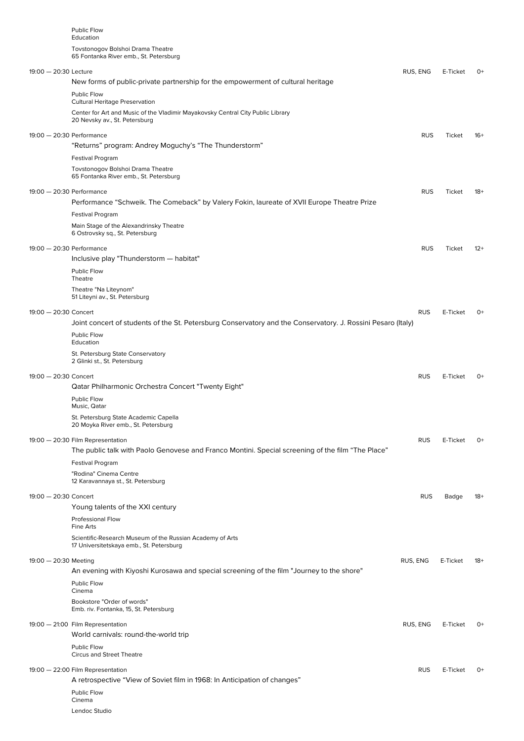Public Flow
Education

Tovstonogov Bolshoi Drama Theatre
65 Fontanka River emb., St. Petersburg

19:00 — 20:30 Lecture | RUS, ENG | E-Ticket | 0+

New forms of public-private partnership for the empowerment of cultural heritage

Public Flow
Cultural Heritage Preservation

Center for Art and Music of the Vladimir Mayakovsky Central City Public Library
20 Nevsky av., St. Petersburg

19:00 — 20:30 Performance | RUS | Ticket | 16+

“Returns” program: Andrey Moguchy’s “The Thunderstorm”

Festival Program

Tovstonogov Bolshoi Drama Theatre
65 Fontanka River emb., St. Petersburg

19:00 — 20:30 Performance | RUS | Ticket | 18+

Performance “Schweik. The Comeback” by Valery Fokin, laureate of XVII Europe Theatre Prize

Festival Program

Main Stage of the Alexandrinsky Theatre
6 Ostrovsky sq., St. Petersburg

19:00 — 20:30 Performance | RUS | Ticket | 12+

Inclusive play "Thunderstorm — habitat"

Public Flow
Theatre

Theatre "Na Liteynom"
51 Liteyni av., St. Petersburg

19:00 — 20:30 Concert | RUS | E-Ticket | 0+

Joint concert of students of the St. Petersburg Conservatory and the Conservatory. J. Rossini Pesaro (Italy)

Public Flow
Education

St. Petersburg State Conservatory
2 Glinki st., St. Petersburg

19:00 — 20:30 Concert | RUS | E-Ticket | 0+

Qatar Philharmonic Orchestra Concert "Twenty Eight"

Public Flow
Music, Qatar

St. Petersburg State Academic Capella
20 Moyka River emb., St. Petersburg

19:00 — 20:30 Film Representation | RUS | E-Ticket | 0+

The public talk with Paolo Genovese and Franco Montini. Special screening of the film “The Place”

Festival Program

"Rodina" Cinema Centre
12 Karavannaya st., St. Petersburg

19:00 — 20:30 Concert | RUS | Badge | 18+

Young talents of the XXI century

Professional Flow
Fine Arts

Scientific-Research Museum of the Russian Academy of Arts
17 Universitetskaya emb., St. Petersburg

19:00 — 20:30 Meeting | RUS, ENG | E-Ticket | 18+

An evening with Kiyoshi Kurosawa and special screening of the film "Journey to the shore"

Public Flow
Cinema

Bookstore "Order of words"
Emb. riv. Fontanka, 15, St. Petersburg

19:00 — 21:00 Film Representation | RUS, ENG | E-Ticket | 0+

World carnivals: round-the-world trip

Public Flow
Circus and Street Theatre

19:00 — 22:00 Film Representation | RUS | E-Ticket | 0+

A retrospective “View of Soviet film in 1968: In Anticipation of changes”

Public Flow
Cinema

Lendoc Studio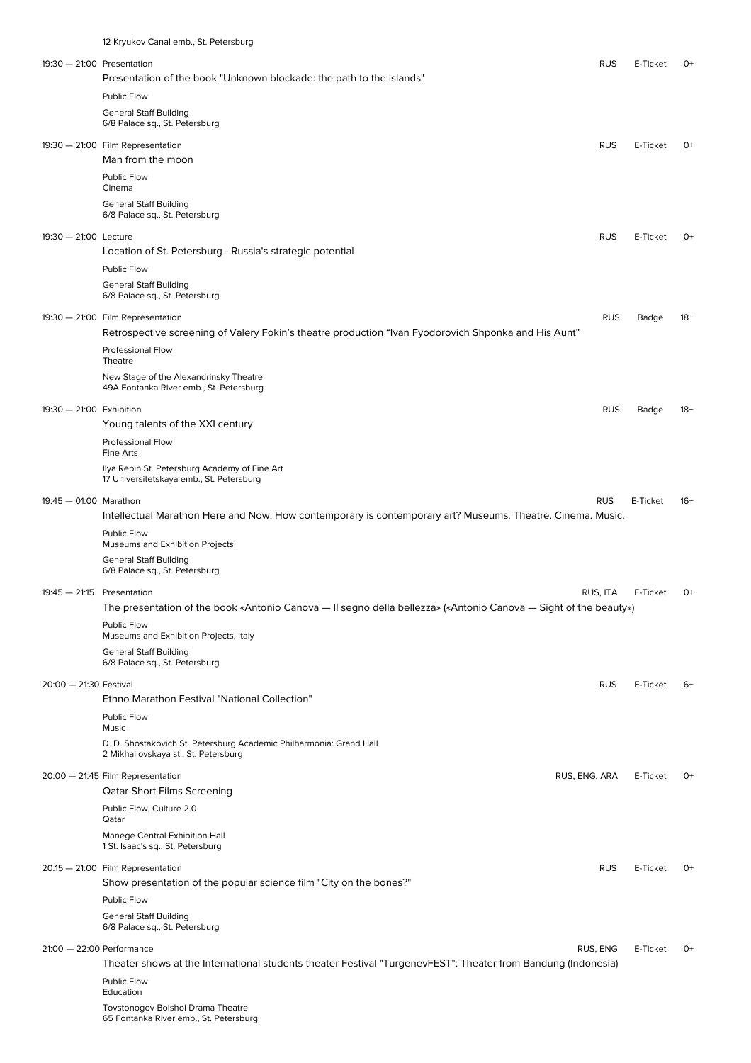12 Kryukov Canal emb., St. Petersburg

19:30 — 21:00 Presentation | RUS | E-Ticket | 0+

Presentation of the book "Unknown blockade: the path to the islands"

Public Flow

General Staff Building
6/8 Palace sq., St. Petersburg

19:30 — 21:00 Film Representation | RUS | E-Ticket | 0+

Man from the moon

Public Flow
Cinema

General Staff Building
6/8 Palace sq., St. Petersburg

19:30 — 21:00 Lecture | RUS | E-Ticket | 0+

Location of St. Petersburg - Russia's strategic potential

Public Flow

General Staff Building
6/8 Palace sq., St. Petersburg

19:30 — 21:00 Film Representation | RUS | Badge | 18+

Retrospective screening of Valery Fokin's theatre production "Ivan Fyodorovich Shponka and His Aunt"

Professional Flow
Theatre

New Stage of the Alexandrinsky Theatre
49A Fontanka River emb., St. Petersburg

19:30 — 21:00 Exhibition | RUS | Badge | 18+

Young talents of the XXI century

Professional Flow
Fine Arts

Ilya Repin St. Petersburg Academy of Fine Art
17 Universitetskaya emb., St. Petersburg

19:45 — 01:00 Marathon | RUS | E-Ticket | 16+

Intellectual Marathon Here and Now. How contemporary is contemporary art? Museums. Theatre. Cinema. Music.

Public Flow
Museums and Exhibition Projects

General Staff Building
6/8 Palace sq., St. Petersburg

19:45 — 21:15 Presentation | RUS, ITA | E-Ticket | 0+

The presentation of the book «Antonio Canova — Il segno della bellezza» («Antonio Canova — Sight of the beauty»)

Public Flow
Museums and Exhibition Projects, Italy

General Staff Building
6/8 Palace sq., St. Petersburg

20:00 — 21:30 Festival | RUS | E-Ticket | 6+

Ethno Marathon Festival "National Collection"

Public Flow
Music

D. D. Shostakovich St. Petersburg Academic Philharmonia: Grand Hall
2 Mikhailovskaya st., St. Petersburg

20:00 — 21:45 Film Representation | RUS, ENG, ARA | E-Ticket | 0+

Qatar Short Films Screening

Public Flow, Culture 2.0
Qatar

Manege Central Exhibition Hall
1 St. Isaac's sq., St. Petersburg

20:15 — 21:00 Film Representation | RUS | E-Ticket | 0+

Show presentation of the popular science film "City on the bones?"

Public Flow

General Staff Building
6/8 Palace sq., St. Petersburg

21:00 — 22:00 Performance | RUS, ENG | E-Ticket | 0+

Theater shows at the International students theater Festival "TurgenevFEST": Theater from Bandung (Indonesia)

Public Flow
Education

Tovstonogov Bolshoi Drama Theatre
65 Fontanka River emb., St. Petersburg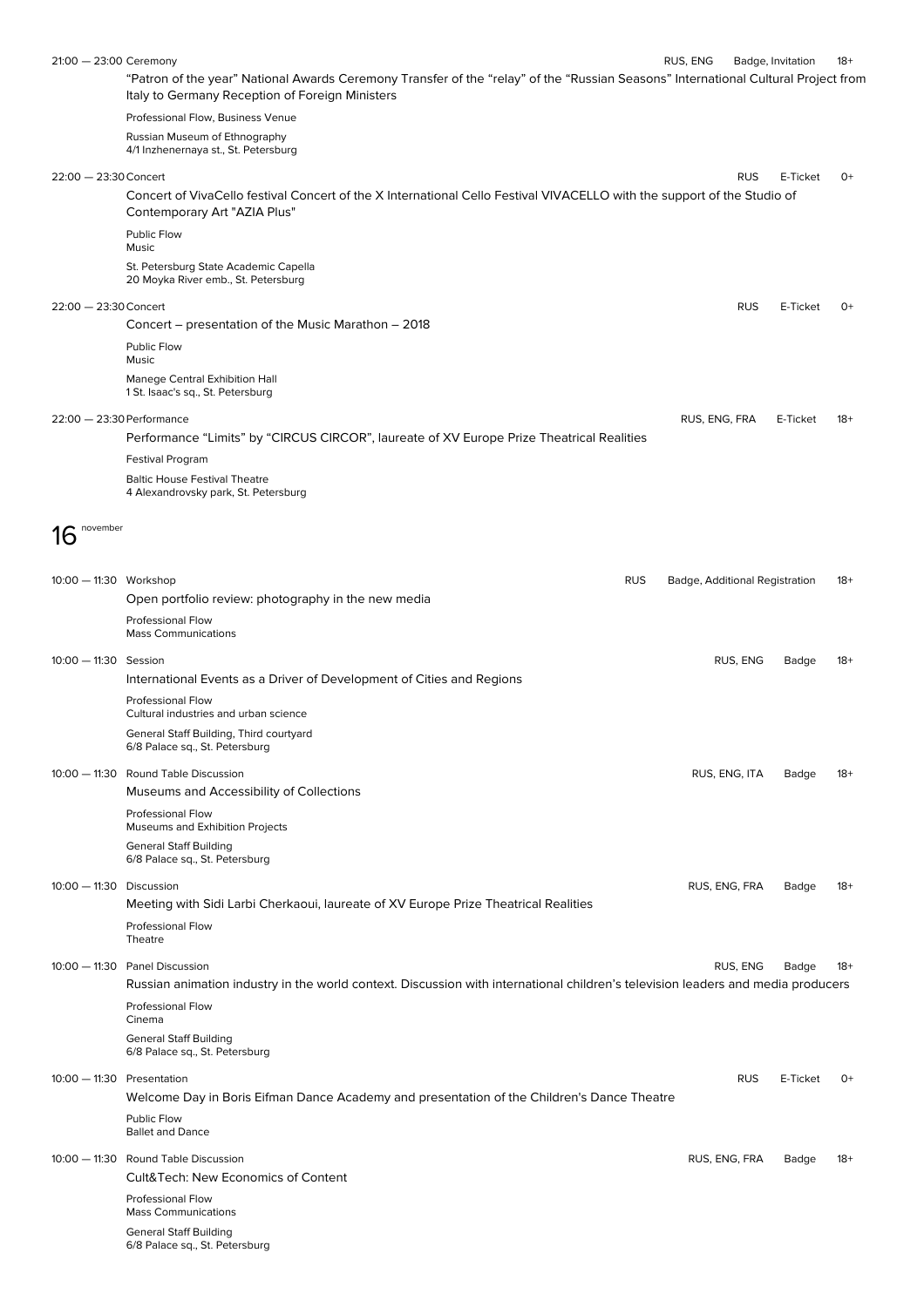21:00 — 23:00 Ceremony — RUS, ENG — Badge, Invitation — 18+

"Patron of the year" National Awards Ceremony Transfer of the "relay" of the "Russian Seasons" International Cultural Project from Italy to Germany Reception of Foreign Ministers

Professional Flow, Business Venue

Russian Museum of Ethnography
4/1 Inzhenernaya st., St. Petersburg

22:00 — 23:30 Concert — RUS — E-Ticket — 0+

Concert of VivaCello festival Concert of the X International Cello Festival VIVACELLO with the support of the Studio of Contemporary Art "AZIA Plus"

Public Flow
Music

St. Petersburg State Academic Capella
20 Moyka River emb., St. Petersburg

22:00 — 23:30 Concert — RUS — E-Ticket — 0+

Concert – presentation of the Music Marathon – 2018

Public Flow
Music

Manege Central Exhibition Hall
1 St. Isaac's sq., St. Petersburg

22:00 — 23:30 Performance — RUS, ENG, FRA — E-Ticket — 18+

Performance "Limits" by "CIRCUS CIRCOR", laureate of XV Europe Prize Theatrical Realities

Festival Program

Baltic House Festival Theatre
4 Alexandrovsky park, St. Petersburg

# 16 november

10:00 — 11:30 Workshop — RUS — Badge, Additional Registration — 18+

Open portfolio review: photography in the new media

Professional Flow
Mass Communications

10:00 — 11:30 Session — RUS, ENG — Badge — 18+

International Events as a Driver of Development of Cities and Regions

Professional Flow
Cultural industries and urban science

General Staff Building, Third courtyard
6/8 Palace sq., St. Petersburg

10:00 — 11:30 Round Table Discussion — RUS, ENG, ITA — Badge — 18+

Museums and Accessibility of Collections

Professional Flow
Museums and Exhibition Projects

General Staff Building
6/8 Palace sq., St. Petersburg

10:00 — 11:30 Discussion — RUS, ENG, FRA — Badge — 18+

Meeting with Sidi Larbi Cherkaoui, laureate of XV Europe Prize Theatrical Realities

Professional Flow
Theatre

10:00 — 11:30 Panel Discussion — RUS, ENG — Badge — 18+

Russian animation industry in the world context. Discussion with international children's television leaders and media producers

Professional Flow
Cinema

General Staff Building
6/8 Palace sq., St. Petersburg

10:00 — 11:30 Presentation — RUS — E-Ticket — 0+

Welcome Day in Boris Eifman Dance Academy and presentation of the Children's Dance Theatre

Public Flow
Ballet and Dance

10:00 — 11:30 Round Table Discussion — RUS, ENG, FRA — Badge — 18+

Cult&Tech: New Economics of Content

Professional Flow
Mass Communications

General Staff Building
6/8 Palace sq., St. Petersburg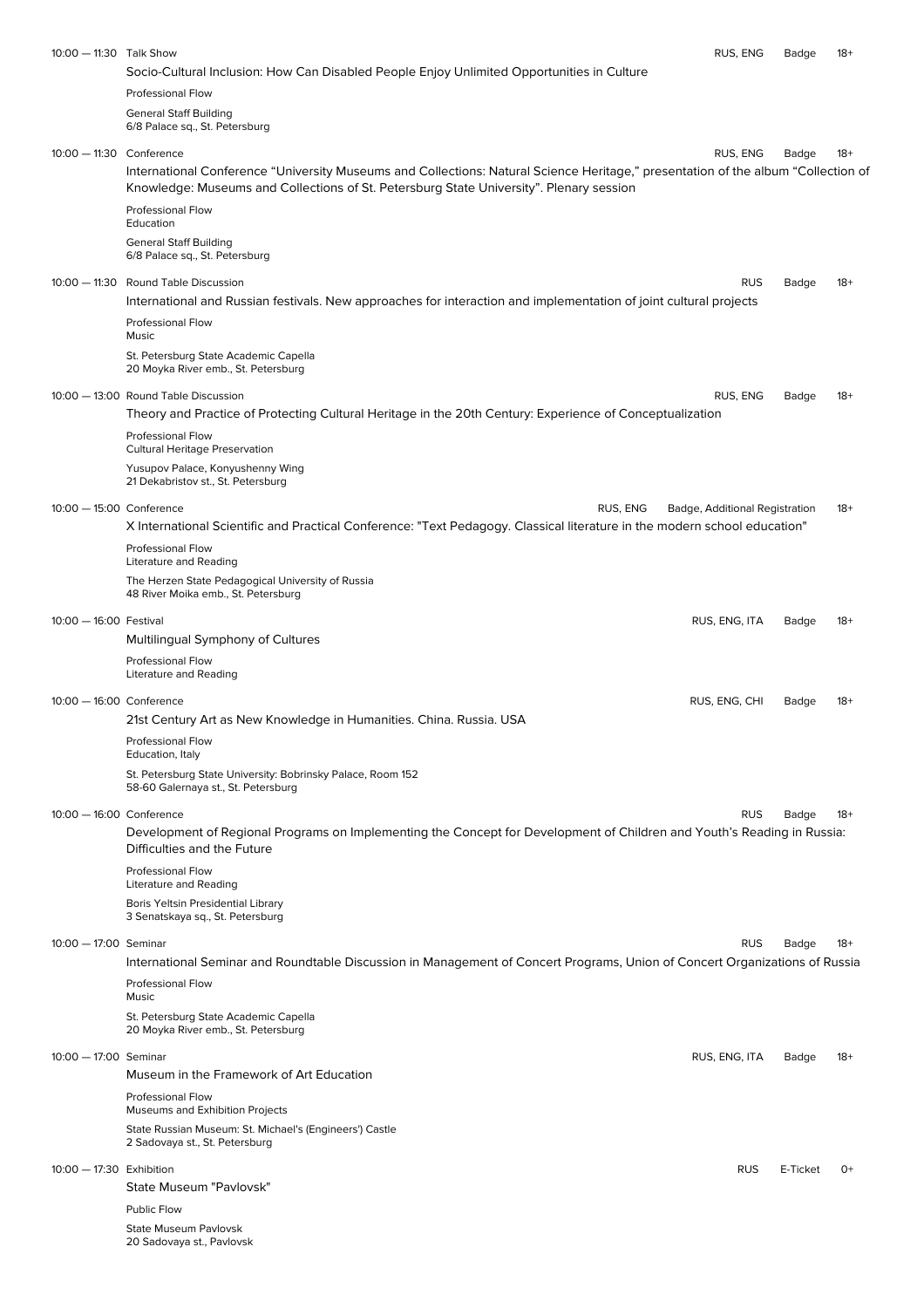**10:00 — 11:30** Talk Show | RUS, ENG | Badge | 18+

**Socio-Cultural Inclusion: How Can Disabled People Enjoy Unlimited Opportunities in Culture**

Professional Flow

General Staff Building
6/8 Palace sq., St. Petersburg

**10:00 — 11:30** Conference | RUS, ENG | Badge | 18+

**International Conference “University Museums and Collections: Natural Science Heritage,” presentation of the album “Collection of Knowledge: Museums and Collections of St. Petersburg State University”. Plenary session**

Professional Flow
Education

General Staff Building
6/8 Palace sq., St. Petersburg

**10:00 — 11:30** Round Table Discussion | RUS | Badge | 18+

**International and Russian festivals. New approaches for interaction and implementation of joint cultural projects**

Professional Flow
Music

St. Petersburg State Academic Capella
20 Moyka River emb., St. Petersburg

**10:00 — 13:00** Round Table Discussion | RUS, ENG | Badge | 18+

**Theory and Practice of Protecting Cultural Heritage in the 20th Century: Experience of Conceptualization**

Professional Flow
Cultural Heritage Preservation

Yusupov Palace, Konyushenny Wing
21 Dekabristov st., St. Petersburg

**10:00 — 15:00** Conference | RUS, ENG | Badge, Additional Registration | 18+

**X International Scientific and Practical Conference: "Text Pedagogy. Classical literature in the modern school education"**

Professional Flow
Literature and Reading

The Herzen State Pedagogical University of Russia
48 River Moika emb., St. Petersburg

**10:00 — 16:00** Festival | RUS, ENG, ITA | Badge | 18+

**Multilingual Symphony of Cultures**

Professional Flow
Literature and Reading

**10:00 — 16:00** Conference | RUS, ENG, CHI | Badge | 18+

**21st Century Art as New Knowledge in Humanities. China. Russia. USA**

Professional Flow
Education, Italy

St. Petersburg State University: Bobrinsky Palace, Room 152
58-60 Galernaya st., St. Petersburg

**10:00 — 16:00** Conference | RUS | Badge | 18+

**Development of Regional Programs on Implementing the Concept for Development of Children and Youth’s Reading in Russia: Difficulties and the Future**

Professional Flow
Literature and Reading

Boris Yeltsin Presidential Library
3 Senatskaya sq., St. Petersburg

**10:00 — 17:00** Seminar | RUS | Badge | 18+

**International Seminar and Roundtable Discussion in Management of Concert Programs, Union of Concert Organizations of Russia**

Professional Flow
Music

St. Petersburg State Academic Capella
20 Moyka River emb., St. Petersburg

**10:00 — 17:00** Seminar | RUS, ENG, ITA | Badge | 18+

**Museum in the Framework of Art Education**

Professional Flow
Museums and Exhibition Projects

State Russian Museum: St. Michael's (Engineers') Castle
2 Sadovaya st., St. Petersburg

**10:00 — 17:30** Exhibition | RUS | E-Ticket | 0+

**State Museum "Pavlovsk"**

Public Flow

State Museum Pavlovsk
20 Sadovaya st., Pavlovsk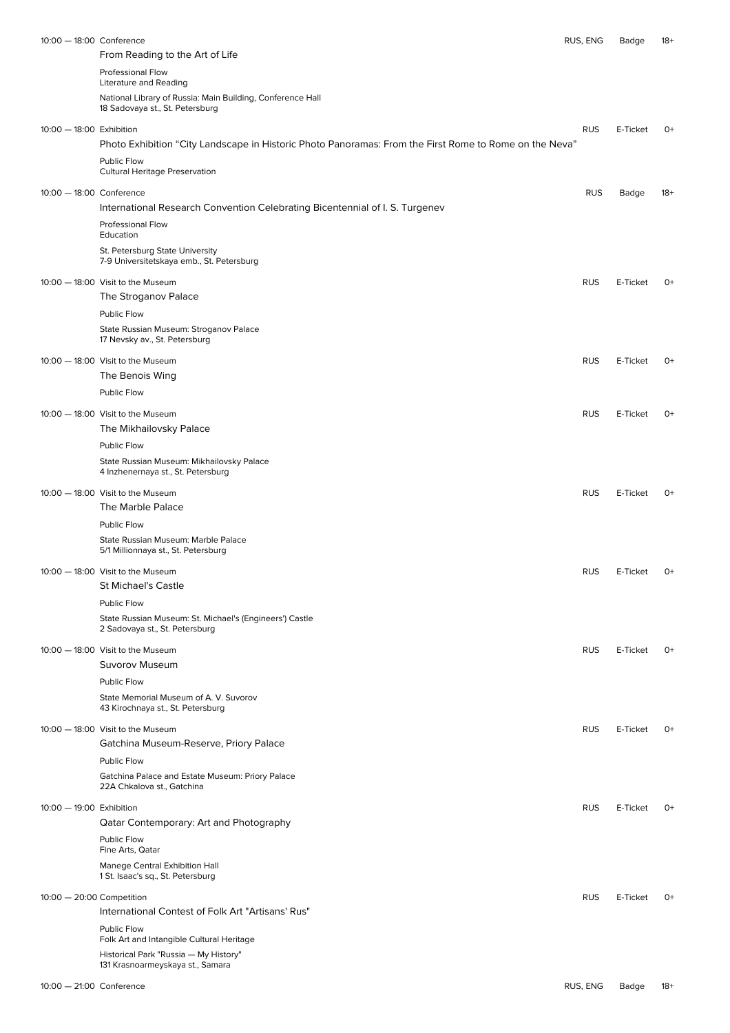10:00 — 18:00 Conference | RUS, ENG | Badge | 18+

From Reading to the Art of Life

Professional Flow
Literature and Reading

National Library of Russia: Main Building, Conference Hall
18 Sadovaya st., St. Petersburg

10:00 — 18:00 Exhibition | RUS | E-Ticket | 0+

Photo Exhibition “City Landscape in Historic Photo Panoramas: From the First Rome to Rome on the Neva”

Public Flow
Cultural Heritage Preservation

10:00 — 18:00 Conference | RUS | Badge | 18+

International Research Convention Celebrating Bicentennial of I. S. Turgenev

Professional Flow
Education

St. Petersburg State University
7-9 Universitetskaya emb., St. Petersburg

10:00 — 18:00 Visit to the Museum | RUS | E-Ticket | 0+

The Stroganov Palace

Public Flow

State Russian Museum: Stroganov Palace
17 Nevsky av., St. Petersburg

10:00 — 18:00 Visit to the Museum | RUS | E-Ticket | 0+

The Benois Wing

Public Flow

10:00 — 18:00 Visit to the Museum | RUS | E-Ticket | 0+

The Mikhailovsky Palace

Public Flow

State Russian Museum: Mikhailovsky Palace
4 Inzhenernaya st., St. Petersburg

10:00 — 18:00 Visit to the Museum | RUS | E-Ticket | 0+

The Marble Palace

Public Flow

State Russian Museum: Marble Palace
5/1 Millionnaya st., St. Petersburg

10:00 — 18:00 Visit to the Museum | RUS | E-Ticket | 0+

St Michael's Castle

Public Flow

State Russian Museum: St. Michael's (Engineers') Castle
2 Sadovaya st., St. Petersburg

10:00 — 18:00 Visit to the Museum | RUS | E-Ticket | 0+

Suvorov Museum

Public Flow

State Memorial Museum of A. V. Suvorov
43 Kirochnaya st., St. Petersburg

10:00 — 18:00 Visit to the Museum | RUS | E-Ticket | 0+

Gatchina Museum-Reserve, Priory Palace

Public Flow

Gatchina Palace and Estate Museum: Priory Palace
22A Chkalova st., Gatchina

10:00 — 19:00 Exhibition | RUS | E-Ticket | 0+

Qatar Contemporary: Art and Photography

Public Flow
Fine Arts, Qatar

Manege Central Exhibition Hall
1 St. Isaac's sq., St. Petersburg

10:00 — 20:00 Competition | RUS | E-Ticket | 0+

International Contest of Folk Art "Artisans' Rus"

Public Flow
Folk Art and Intangible Cultural Heritage

Historical Park "Russia — My History"
131 Krasnoarmeyskaya st., Samara

10:00 — 21:00 Conference | RUS, ENG | Badge | 18+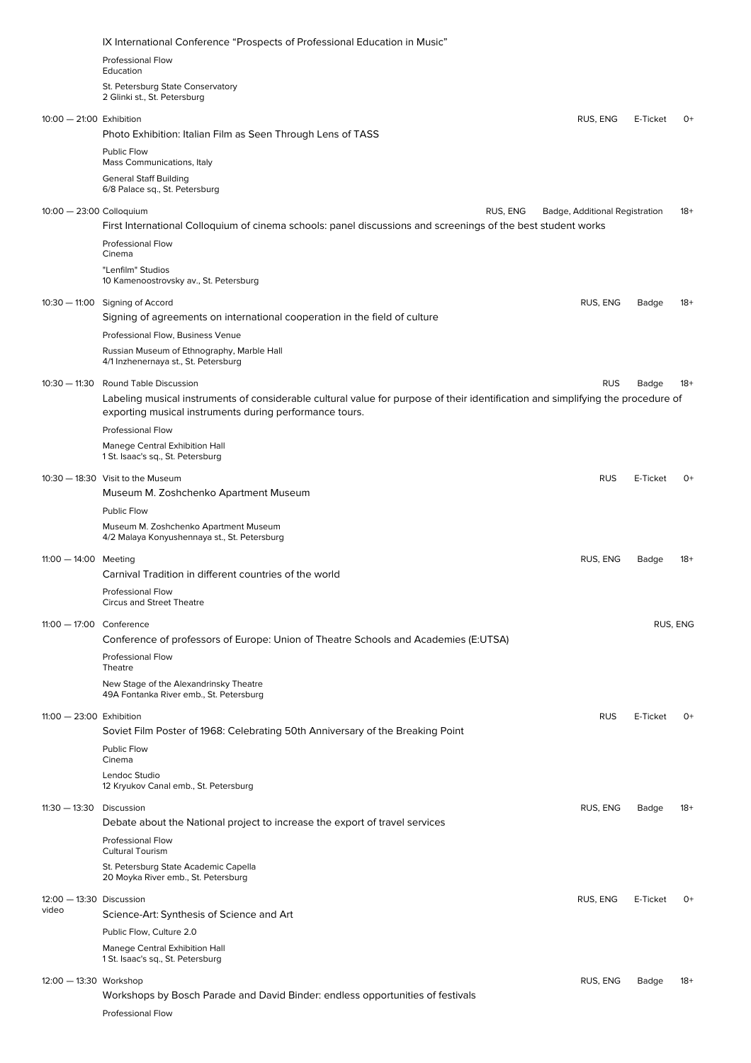IX International Conference "Prospects of Professional Education in Music"

Professional Flow
Education

St. Petersburg State Conservatory
2 Glinki st., St. Petersburg

---

**10:00 — 21:00** Exhibition — RUS, ENG — E-Ticket — 0+

### Photo Exhibition: Italian Film as Seen Through Lens of TASS

Public Flow
Mass Communications, Italy

General Staff Building
6/8 Palace sq., St. Petersburg

---

**10:00 — 23:00** Colloquium — RUS, ENG — Badge, Additional Registration — 18+

### First International Colloquium of cinema schools: panel discussions and screenings of the best student works

Professional Flow
Cinema

"Lenfilm" Studios
10 Kamenoostrovsky av., St. Petersburg

---

**10:30 — 11:00** Signing of Accord — RUS, ENG — Badge — 18+

### Signing of agreements on international cooperation in the field of culture

Professional Flow, Business Venue

Russian Museum of Ethnography, Marble Hall
4/1 Inzhenernaya st., St. Petersburg

---

**10:30 — 11:30** Round Table Discussion — RUS — Badge — 18+

### Labeling musical instruments of considerable cultural value for purpose of their identification and simplifying the procedure of exporting musical instruments during performance tours.

Professional Flow

Manege Central Exhibition Hall
1 St. Isaac's sq., St. Petersburg

---

**10:30 — 18:30** Visit to the Museum — RUS — E-Ticket — 0+

### Museum M. Zoshchenko Apartment Museum

Public Flow

Museum M. Zoshchenko Apartment Museum
4/2 Malaya Konyushennaya st., St. Petersburg

---

**11:00 — 14:00** Meeting — RUS, ENG — Badge — 18+

### Carnival Tradition in different countries of the world

Professional Flow
Circus and Street Theatre

---

**11:00 — 17:00** Conference — RUS, ENG

### Conference of professors of Europe: Union of Theatre Schools and Academies (E:UTSA)

Professional Flow
Theatre

New Stage of the Alexandrinsky Theatre
49A Fontanka River emb., St. Petersburg

---

**11:00 — 23:00** Exhibition — RUS — E-Ticket — 0+

### Soviet Film Poster of 1968: Celebrating 50th Anniversary of the Breaking Point

Public Flow
Cinema

Lendoc Studio
12 Kryukov Canal emb., St. Petersburg

---

**11:30 — 13:30** Discussion — RUS, ENG — Badge — 18+

### Debate about the National project to increase the export of travel services

Professional Flow
Cultural Tourism

St. Petersburg State Academic Capella
20 Moyka River emb., St. Petersburg

---

**12:00 — 13:30** Discussion — RUS, ENG — E-Ticket — 0+
video

### Science-Art: Synthesis of Science and Art

Public Flow, Culture 2.0

Manege Central Exhibition Hall
1 St. Isaac's sq., St. Petersburg

---

**12:00 — 13:30** Workshop — RUS, ENG — Badge — 18+

### Workshops by Bosch Parade and David Binder: endless opportunities of festivals

Professional Flow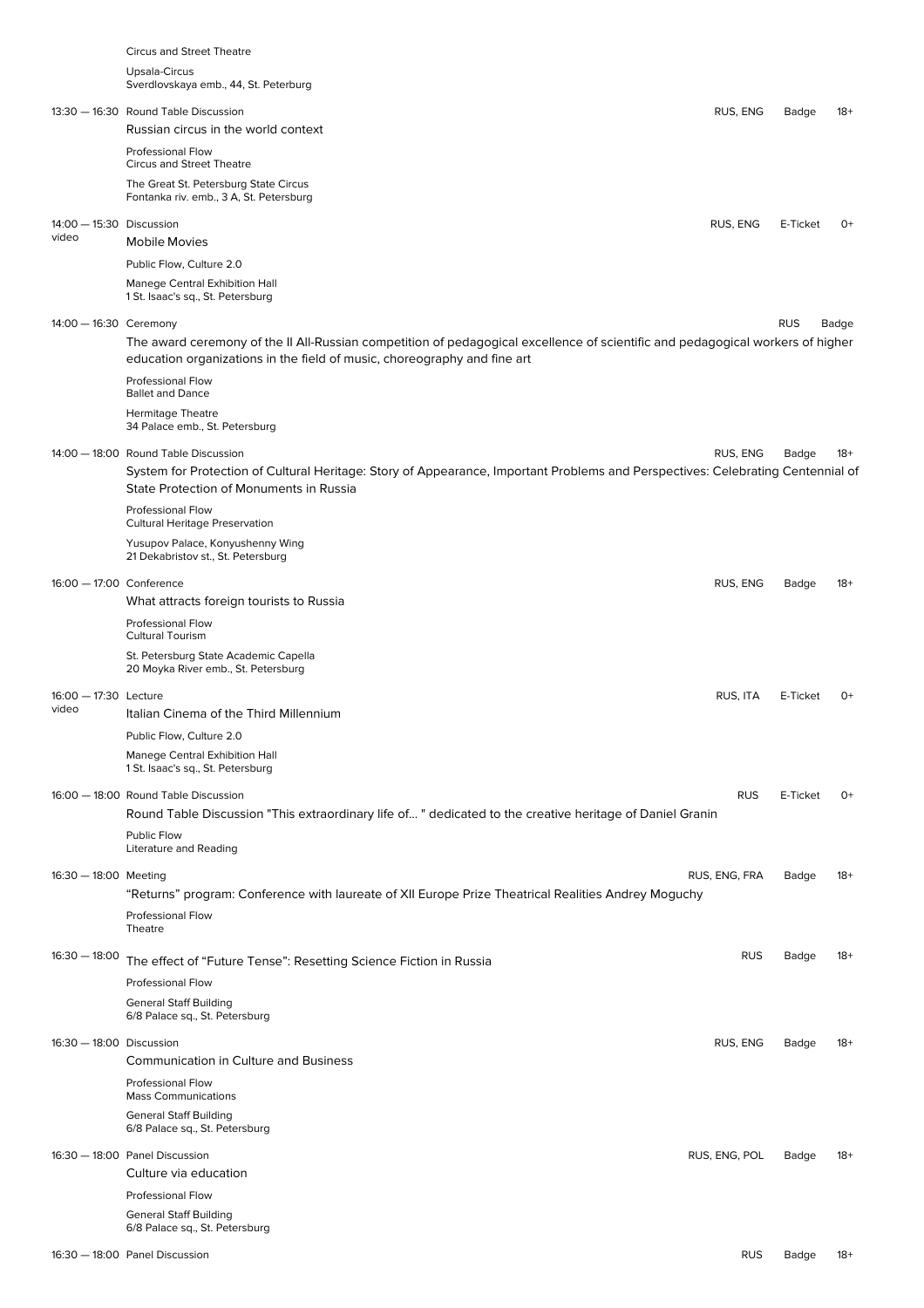Circus and Street Theatre

Upsala-Circus
Sverdlovskaya emb., 44, St. Peterburg

---

13:30 — 16:30 Round Table Discussion | RUS, ENG | Badge | 18+

**Russian circus in the world context**

Professional Flow
Circus and Street Theatre

The Great St. Petersburg State Circus
Fontanka riv. emb., 3 A, St. Petersburg

---

14:00 — 15:30 Discussion | RUS, ENG | E-Ticket | 0+
video

**Mobile Movies**

Public Flow, Culture 2.0

Manege Central Exhibition Hall
1 St. Isaac's sq., St. Petersburg

---

14:00 — 16:30 Ceremony | RUS | Badge

**The award ceremony of the II All-Russian competition of pedagogical excellence of scientific and pedagogical workers of higher education organizations in the field of music, choreography and fine art**

Professional Flow
Ballet and Dance

Hermitage Theatre
34 Palace emb., St. Petersburg

---

14:00 — 18:00 Round Table Discussion | RUS, ENG | Badge | 18+

**System for Protection of Cultural Heritage: Story of Appearance, Important Problems and Perspectives: Celebrating Centennial of State Protection of Monuments in Russia**

Professional Flow
Cultural Heritage Preservation

Yusupov Palace, Konyushenny Wing
21 Dekabristov st., St. Petersburg

---

16:00 — 17:00 Conference | RUS, ENG | Badge | 18+

**What attracts foreign tourists to Russia**

Professional Flow
Cultural Tourism

St. Petersburg State Academic Capella
20 Moyka River emb., St. Petersburg

---

16:00 — 17:30 Lecture | RUS, ITA | E-Ticket | 0+
video

**Italian Cinema of the Third Millennium**

Public Flow, Culture 2.0

Manege Central Exhibition Hall
1 St. Isaac's sq., St. Petersburg

---

16:00 — 18:00 Round Table Discussion | RUS | E-Ticket | 0+

**Round Table Discussion "This extraordinary life of... " dedicated to the creative heritage of Daniel Granin**

Public Flow
Literature and Reading

---

16:30 — 18:00 Meeting | RUS, ENG, FRA | Badge | 18+

**“Returns” program: Conference with laureate of XII Europe Prize Theatrical Realities Andrey Moguchy**

Professional Flow
Theatre

---

16:30 — 18:00 | RUS | Badge | 18+

**The effect of “Future Tense”: Resetting Science Fiction in Russia**

Professional Flow

General Staff Building
6/8 Palace sq., St. Petersburg

---

16:30 — 18:00 Discussion | RUS, ENG | Badge | 18+

**Communication in Culture and Business**

Professional Flow
Mass Communications

General Staff Building
6/8 Palace sq., St. Petersburg

---

16:30 — 18:00 Panel Discussion | RUS, ENG, POL | Badge | 18+

**Culture via education**

Professional Flow

General Staff Building
6/8 Palace sq., St. Petersburg

---

16:30 — 18:00 Panel Discussion | RUS | Badge | 18+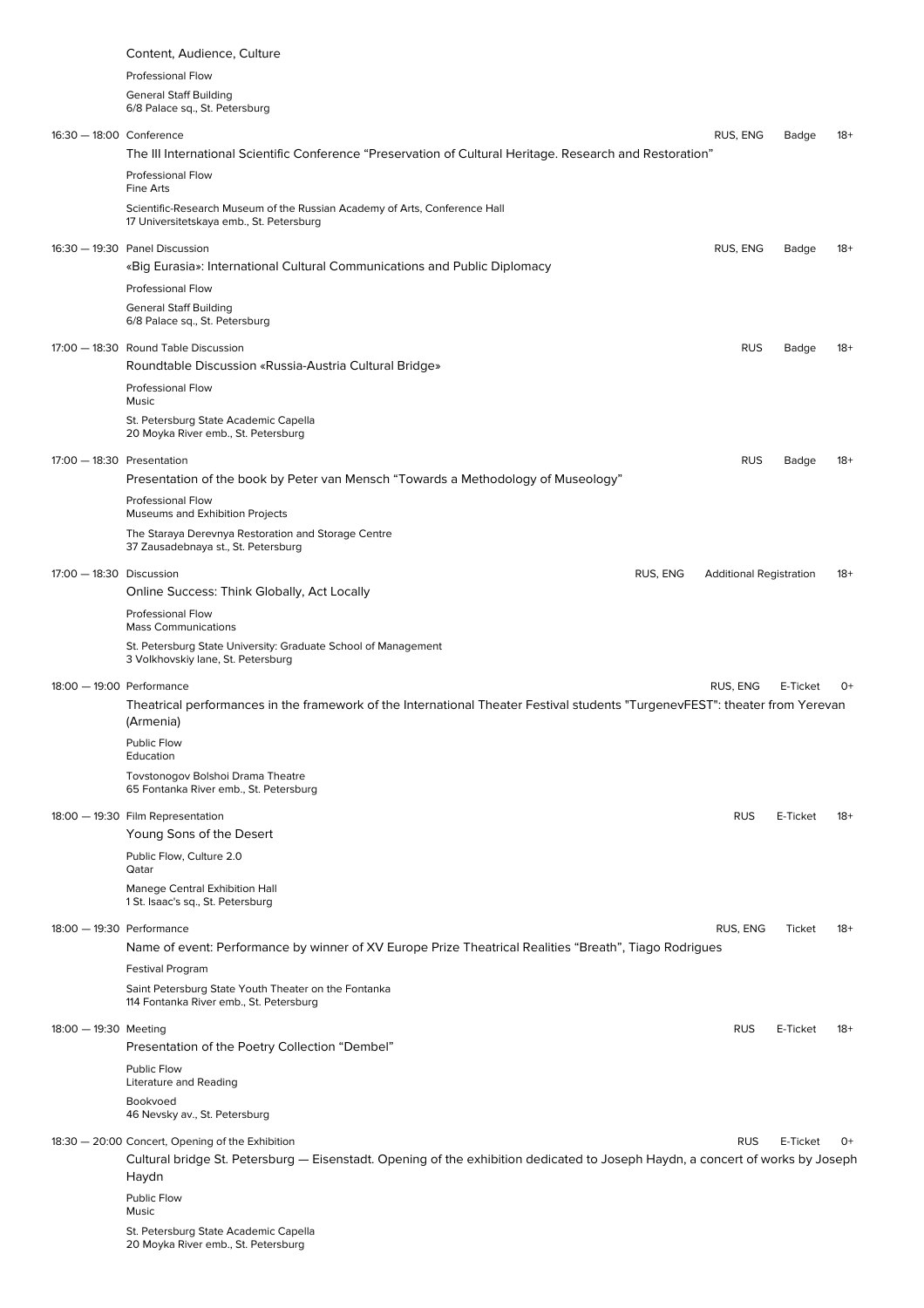Content, Audience, Culture

Professional Flow

General Staff Building
6/8 Palace sq., St. Petersburg

16:30 — 18:00 Conference RUS, ENG Badge 18+

The III International Scientific Conference "Preservation of Cultural Heritage. Research and Restoration"

Professional Flow
Fine Arts

Scientific-Research Museum of the Russian Academy of Arts, Conference Hall
17 Universitetskaya emb., St. Petersburg

16:30 — 19:30 Panel Discussion RUS, ENG Badge 18+

«Big Eurasia»: International Cultural Communications and Public Diplomacy

Professional Flow

General Staff Building
6/8 Palace sq., St. Petersburg

17:00 — 18:30 Round Table Discussion RUS Badge 18+

Roundtable Discussion «Russia-Austria Cultural Bridge»

Professional Flow
Music

St. Petersburg State Academic Capella
20 Moyka River emb., St. Petersburg

17:00 — 18:30 Presentation RUS Badge 18+

Presentation of the book by Peter van Mensch "Towards a Methodology of Museology"

Professional Flow
Museums and Exhibition Projects

The Staraya Derevnya Restoration and Storage Centre
37 Zausadebnaya st., St. Petersburg

17:00 — 18:30 Discussion RUS, ENG Additional Registration 18+

Online Success: Think Globally, Act Locally

Professional Flow
Mass Communications

St. Petersburg State University: Graduate School of Management
3 Volkhovskiy lane, St. Petersburg

18:00 — 19:00 Performance RUS, ENG E-Ticket 0+

Theatrical performances in the framework of the International Theater Festival students "TurgenevFEST": theater from Yerevan (Armenia)

Public Flow
Education

Tovstonogov Bolshoi Drama Theatre
65 Fontanka River emb., St. Petersburg

18:00 — 19:30 Film Representation RUS E-Ticket 18+

Young Sons of the Desert

Public Flow, Culture 2.0
Qatar

Manege Central Exhibition Hall
1 St. Isaac's sq., St. Petersburg

18:00 — 19:30 Performance RUS, ENG Ticket 18+

Name of event: Performance by winner of XV Europe Prize Theatrical Realities "Breath", Tiago Rodrigues

Festival Program

Saint Petersburg State Youth Theater on the Fontanka
114 Fontanka River emb., St. Petersburg

18:00 — 19:30 Meeting RUS E-Ticket 18+

Presentation of the Poetry Collection "Dembel"

Public Flow
Literature and Reading

Bookvoed
46 Nevsky av., St. Petersburg

18:30 — 20:00 Concert, Opening of the Exhibition RUS E-Ticket 0+

Cultural bridge St. Petersburg — Eisenstadt. Opening of the exhibition dedicated to Joseph Haydn, a concert of works by Joseph Haydn

Public Flow
Music

St. Petersburg State Academic Capella
20 Moyka River emb., St. Petersburg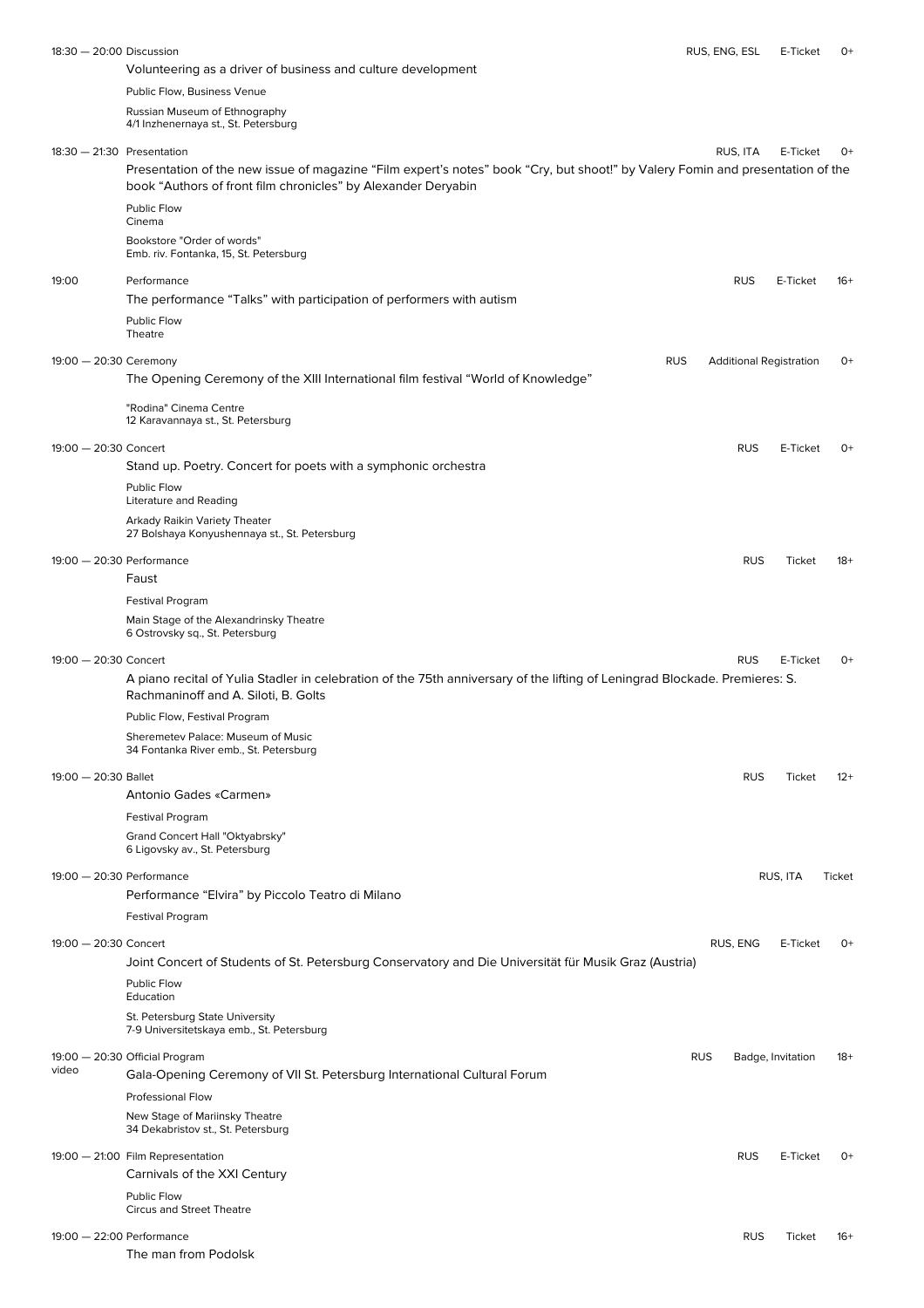18:30 — 20:00 Discussion | RUS, ENG, ESL | E-Ticket | 0+

Volunteering as a driver of business and culture development

Public Flow, Business Venue

Russian Museum of Ethnography
4/1 Inzhenernaya st., St. Petersburg

18:30 — 21:30 Presentation | RUS, ITA | E-Ticket | 0+

Presentation of the new issue of magazine "Film expert's notes" book "Cry, but shoot!" by Valery Fomin and presentation of the book "Authors of front film chronicles" by Alexander Deryabin

Public Flow
Cinema

Bookstore "Order of words"
Emb. riv. Fontanka, 15, St. Petersburg

19:00 Performance | RUS | E-Ticket | 16+

The performance "Talks" with participation of performers with autism

Public Flow
Theatre

19:00 — 20:30 Ceremony | RUS | Additional Registration | 0+

The Opening Ceremony of the XIII International film festival "World of Knowledge"

"Rodina" Cinema Centre
12 Karavannaya st., St. Petersburg

19:00 — 20:30 Concert | RUS | E-Ticket | 0+

Stand up. Poetry. Concert for poets with a symphonic orchestra

Public Flow
Literature and Reading

Arkady Raikin Variety Theater
27 Bolshaya Konyushennaya st., St. Petersburg

19:00 — 20:30 Performance | RUS | Ticket | 18+

Faust

Festival Program

Main Stage of the Alexandrinsky Theatre
6 Ostrovsky sq., St. Petersburg

19:00 — 20:30 Concert | RUS | E-Ticket | 0+

A piano recital of Yulia Stadler in celebration of the 75th anniversary of the lifting of Leningrad Blockade. Premieres: S. Rachmaninoff and A. Siloti, B. Golts

Public Flow, Festival Program

Sheremetev Palace: Museum of Music
34 Fontanka River emb., St. Petersburg

19:00 — 20:30 Ballet | RUS | Ticket | 12+

Antonio Gades «Carmen»

Festival Program

Grand Concert Hall "Oktyabrsky"
6 Ligovsky av., St. Petersburg

19:00 — 20:30 Performance | RUS, ITA | Ticket

Performance "Elvira" by Piccolo Teatro di Milano

Festival Program

19:00 — 20:30 Concert | RUS, ENG | E-Ticket | 0+

Joint Concert of Students of St. Petersburg Conservatory and Die Universität für Musik Graz (Austria)

Public Flow
Education

St. Petersburg State University
7-9 Universitetskaya emb., St. Petersburg

19:00 — 20:30 Official Program | RUS | Badge, Invitation | 18+
video

Gala-Opening Ceremony of VII St. Petersburg International Cultural Forum

Professional Flow

New Stage of Mariinsky Theatre
34 Dekabristov st., St. Petersburg

19:00 — 21:00 Film Representation | RUS | E-Ticket | 0+

Carnivals of the XXI Century

Public Flow
Circus and Street Theatre

19:00 — 22:00 Performance | RUS | Ticket | 16+

The man from Podolsk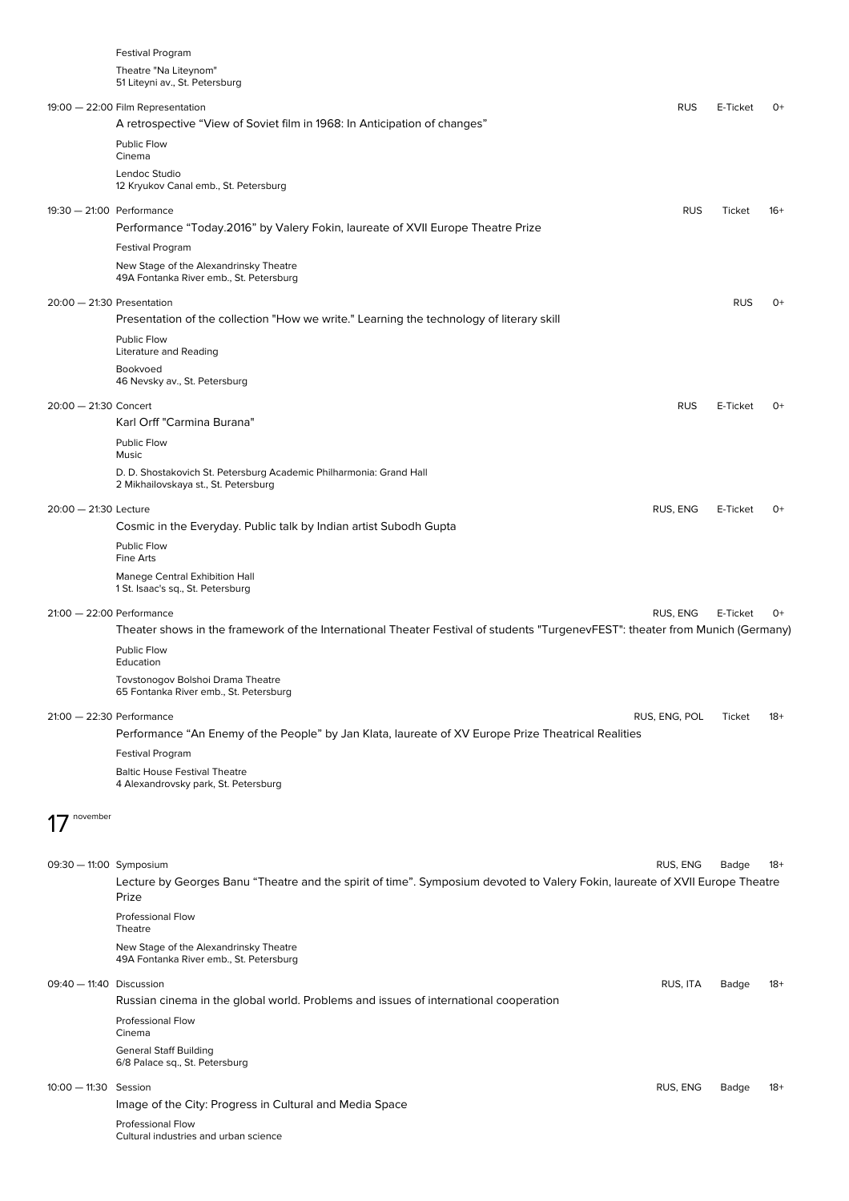Festival Program

Theatre "Na Liteynom"
51 Liteyni av., St. Petersburg

19:00 — 22:00 Film Representation | RUS | E-Ticket | 0+

A retrospective "View of Soviet film in 1968: In Anticipation of changes"

Public Flow
Cinema

Lendoc Studio
12 Kryukov Canal emb., St. Petersburg

19:30 — 21:00 Performance | RUS | Ticket | 16+

Performance "Today.2016" by Valery Fokin, laureate of XVII Europe Theatre Prize

Festival Program

New Stage of the Alexandrinsky Theatre
49A Fontanka River emb., St. Petersburg

20:00 — 21:30 Presentation | RUS | 0+

Presentation of the collection "How we write." Learning the technology of literary skill

Public Flow
Literature and Reading

Bookvoed
46 Nevsky av., St. Petersburg

20:00 — 21:30 Concert | RUS | E-Ticket | 0+

Karl Orff "Carmina Burana"

Public Flow
Music

D. D. Shostakovich St. Petersburg Academic Philharmonia: Grand Hall
2 Mikhailovskaya st., St. Petersburg

20:00 — 21:30 Lecture | RUS, ENG | E-Ticket | 0+

Cosmic in the Everyday. Public talk by Indian artist Subodh Gupta

Public Flow
Fine Arts

Manege Central Exhibition Hall
1 St. Isaac's sq., St. Petersburg

21:00 — 22:00 Performance | RUS, ENG | E-Ticket | 0+

Theater shows in the framework of the International Theater Festival of students "TurgenevFEST": theater from Munich (Germany)

Public Flow
Education

Tovstonogov Bolshoi Drama Theatre
65 Fontanka River emb., St. Petersburg

21:00 — 22:30 Performance | RUS, ENG, POL | Ticket | 18+

Performance "An Enemy of the People" by Jan Klata, laureate of XV Europe Prize Theatrical Realities

Festival Program

Baltic House Festival Theatre
4 Alexandrovsky park, St. Petersburg

## 17 november

09:30 — 11:00 Symposium | RUS, ENG | Badge | 18+

Lecture by Georges Banu "Theatre and the spirit of time". Symposium devoted to Valery Fokin, laureate of XVII Europe Theatre Prize

Professional Flow
Theatre

New Stage of the Alexandrinsky Theatre
49A Fontanka River emb., St. Petersburg

09:40 — 11:40 Discussion | RUS, ITA | Badge | 18+

Russian cinema in the global world. Problems and issues of international cooperation

Professional Flow
Cinema

General Staff Building
6/8 Palace sq., St. Petersburg

10:00 — 11:30 Session | RUS, ENG | Badge | 18+

Image of the City: Progress in Cultural and Media Space

Professional Flow
Cultural industries and urban science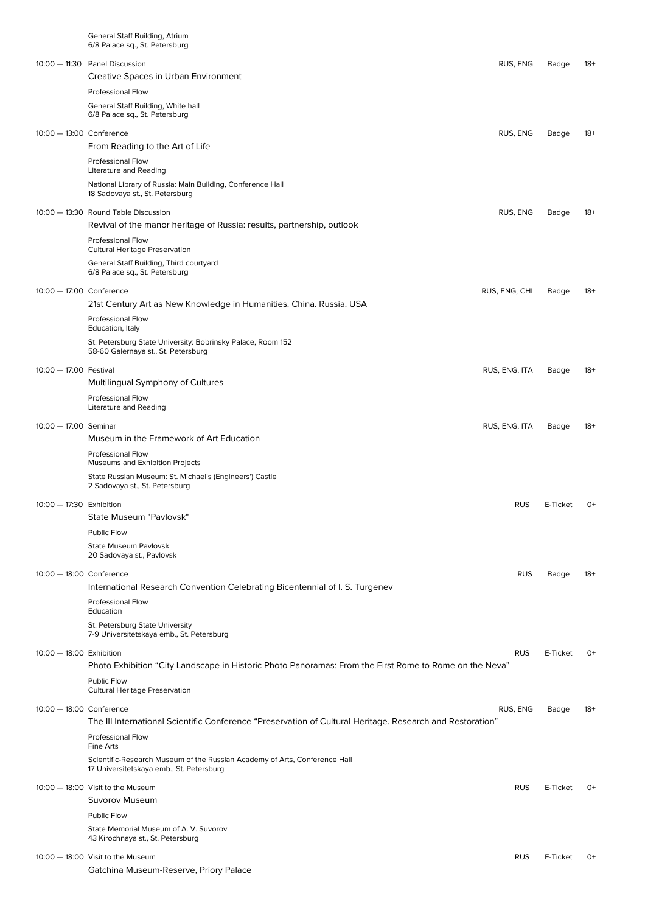General Staff Building, Atrium
6/8 Palace sq., St. Petersburg

10:00 — 11:30 Panel Discussion | RUS, ENG | Badge | 18+

Creative Spaces in Urban Environment

Professional Flow

General Staff Building, White hall
6/8 Palace sq., St. Petersburg

10:00 — 13:00 Conference | RUS, ENG | Badge | 18+

From Reading to the Art of Life

Professional Flow
Literature and Reading

National Library of Russia: Main Building, Conference Hall
18 Sadovaya st., St. Petersburg

10:00 — 13:30 Round Table Discussion | RUS, ENG | Badge | 18+

Revival of the manor heritage of Russia: results, partnership, outlook

Professional Flow
Cultural Heritage Preservation

General Staff Building, Third courtyard
6/8 Palace sq., St. Petersburg

10:00 — 17:00 Conference | RUS, ENG, CHI | Badge | 18+

21st Century Art as New Knowledge in Humanities. China. Russia. USA

Professional Flow
Education, Italy

St. Petersburg State University: Bobrinsky Palace, Room 152
58-60 Galernaya st., St. Petersburg

10:00 — 17:00 Festival | RUS, ENG, ITA | Badge | 18+

Multilingual Symphony of Cultures

Professional Flow
Literature and Reading

10:00 — 17:00 Seminar | RUS, ENG, ITA | Badge | 18+

Museum in the Framework of Art Education

Professional Flow
Museums and Exhibition Projects

State Russian Museum: St. Michael's (Engineers') Castle
2 Sadovaya st., St. Petersburg

10:00 — 17:30 Exhibition | RUS | E-Ticket | 0+

State Museum "Pavlovsk"

Public Flow

State Museum Pavlovsk
20 Sadovaya st., Pavlovsk

10:00 — 18:00 Conference | RUS | Badge | 18+

International Research Convention Celebrating Bicentennial of I. S. Turgenev

Professional Flow
Education

St. Petersburg State University
7-9 Universitetskaya emb., St. Petersburg

10:00 — 18:00 Exhibition | RUS | E-Ticket | 0+

Photo Exhibition “City Landscape in Historic Photo Panoramas: From the First Rome to Rome on the Neva”

Public Flow
Cultural Heritage Preservation

10:00 — 18:00 Conference | RUS, ENG | Badge | 18+

The III International Scientific Conference “Preservation of Cultural Heritage. Research and Restoration”

Professional Flow
Fine Arts

Scientific-Research Museum of the Russian Academy of Arts, Conference Hall
17 Universitetskaya emb., St. Petersburg

10:00 — 18:00 Visit to the Museum | RUS | E-Ticket | 0+

Suvorov Museum

Public Flow

State Memorial Museum of A. V. Suvorov
43 Kirochnaya st., St. Petersburg

10:00 — 18:00 Visit to the Museum | RUS | E-Ticket | 0+

Gatchina Museum-Reserve, Priory Palace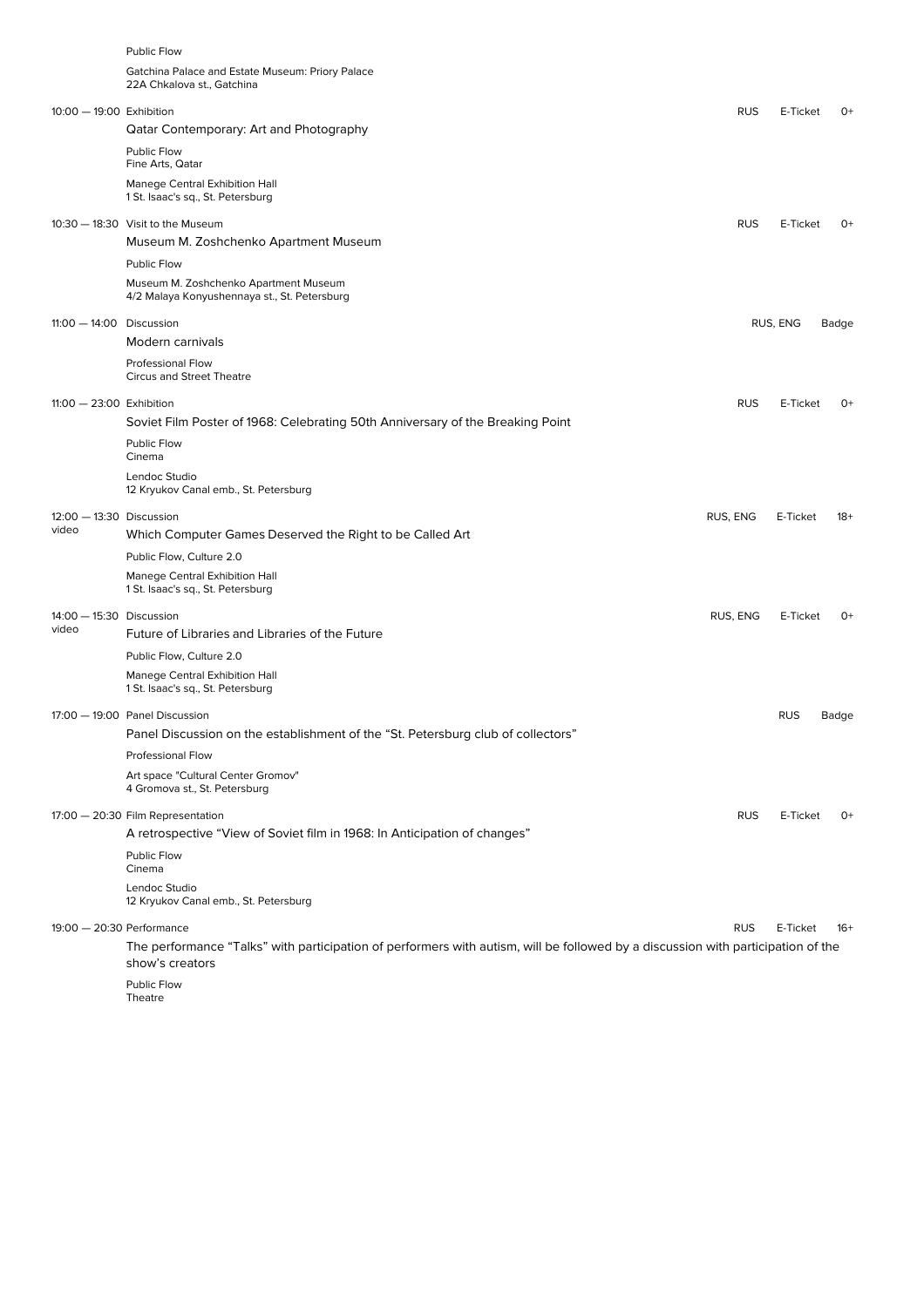Public Flow

Gatchina Palace and Estate Museum: Priory Palace
22A Chkalova st., Gatchina

---

10:00 — 19:00 Exhibition | RUS | E-Ticket | 0+

Qatar Contemporary: Art and Photography

Public Flow
Fine Arts, Qatar

Manege Central Exhibition Hall
1 St. Isaac's sq., St. Petersburg

---

10:30 — 18:30 Visit to the Museum | RUS | E-Ticket | 0+

Museum M. Zoshchenko Apartment Museum

Public Flow

Museum M. Zoshchenko Apartment Museum
4/2 Malaya Konyushennaya st., St. Petersburg

---

11:00 — 14:00 Discussion | RUS, ENG | Badge

Modern carnivals

Professional Flow
Circus and Street Theatre

---

11:00 — 23:00 Exhibition | RUS | E-Ticket | 0+

Soviet Film Poster of 1968: Celebrating 50th Anniversary of the Breaking Point

Public Flow
Cinema

Lendoc Studio
12 Kryukov Canal emb., St. Petersburg

---

12:00 — 13:30 Discussion | RUS, ENG | E-Ticket | 18+
video

Which Computer Games Deserved the Right to be Called Art

Public Flow, Culture 2.0

Manege Central Exhibition Hall
1 St. Isaac's sq., St. Petersburg

---

14:00 — 15:30 Discussion | RUS, ENG | E-Ticket | 0+
video

Future of Libraries and Libraries of the Future

Public Flow, Culture 2.0

Manege Central Exhibition Hall
1 St. Isaac's sq., St. Petersburg

---

17:00 — 19:00 Panel Discussion | RUS | Badge

Panel Discussion on the establishment of the "St. Petersburg club of collectors"

Professional Flow

Art space "Cultural Center Gromov"
4 Gromova st., St. Petersburg

---

17:00 — 20:30 Film Representation | RUS | E-Ticket | 0+

A retrospective "View of Soviet film in 1968: In Anticipation of changes"

Public Flow
Cinema

Lendoc Studio
12 Kryukov Canal emb., St. Petersburg

---

19:00 — 20:30 Performance | RUS | E-Ticket | 16+

The performance "Talks" with participation of performers with autism, will be followed by a discussion with participation of the show's creators

Public Flow
Theatre